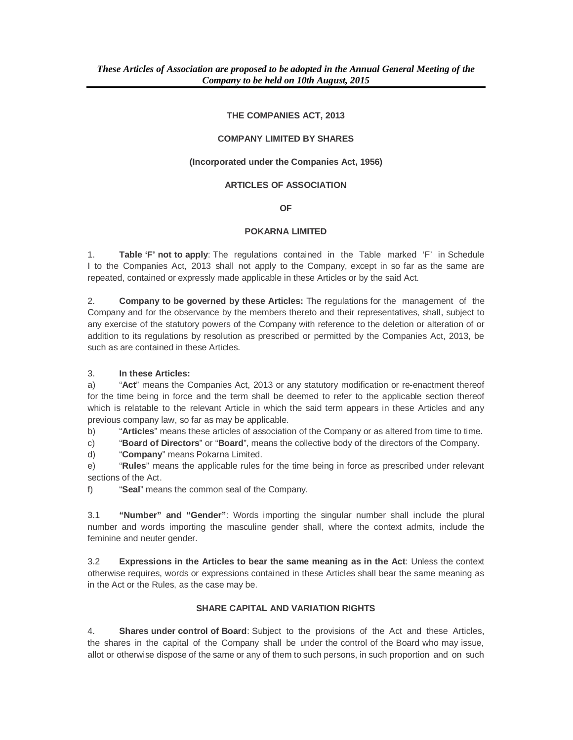*These Articles of Association are proposed to be adopted in the Annual General Meeting of the Company to be held on 10th August, 2015*

---

**THE COMPANIES ACT, 2013**

**COMPANY LIMITED BY SHARES**

**(Incorporated under the Companies Act, 1956)**

# ARTICLES OF ASSOCIATION

# OF

# POKARNA LIMITED

1. **Table 'F' not to apply**: The regulations contained in the Table marked 'F' in Schedule I to the Companies Act, 2013 shall not apply to the Company, except in so far as the same are repeated, contained or expressly made applicable in these Articles or by the said Act.

2. **Company to be governed by these Articles:** The regulations for the management of the Company and for the observance by the members thereto and their representatives, shall, subject to any exercise of the statutory powers of the Company with reference to the deletion or alteration of or addition to its regulations by resolution as prescribed or permitted by the Companies Act, 2013, be such as are contained in these Articles.

3. **In these Articles:**

a) "**Act**" means the Companies Act, 2013 or any statutory modification or re-enactment thereof for the time being in force and the term shall be deemed to refer to the applicable section thereof which is relatable to the relevant Article in which the said term appears in these Articles and any previous company law, so far as may be applicable.

b) "**Articles**" means these articles of association of the Company or as altered from time to time.

c) "**Board of Directors**" or "**Board**", means the collective body of the directors of the Company.

d) "**Company**" means Pokarna Limited.

e) "**Rules**" means the applicable rules for the time being in force as prescribed under relevant sections of the Act.

f) "**Seal**" means the common seal of the Company.

3.1 **"Number" and "Gender"**: Words importing the singular number shall include the plural number and words importing the masculine gender shall, where the context admits, include the feminine and neuter gender.

3.2 **Expressions in the Articles to bear the same meaning as in the Act**: Unless the context otherwise requires, words or expressions contained in these Articles shall bear the same meaning as in the Act or the Rules, as the case may be.

## SHARE CAPITAL AND VARIATION RIGHTS

4. **Shares under control of Board**: Subject to the provisions of the Act and these Articles, the shares in the capital of the Company shall be under the control of the Board who may issue, allot or otherwise dispose of the same or any of them to such persons, in such proportion and on such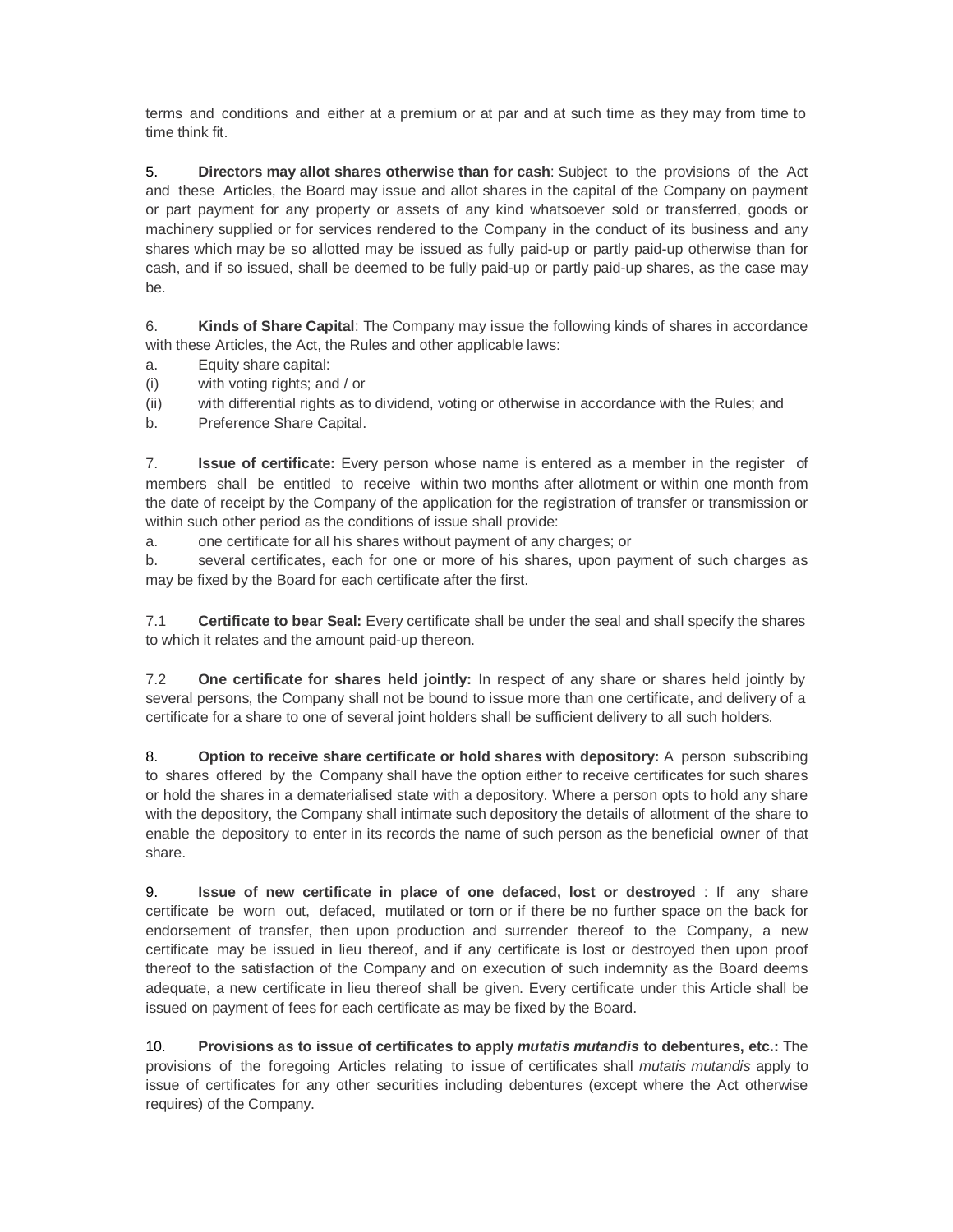terms and conditions and either at a premium or at par and at such time as they may from time to time think fit.

5. **Directors may allot shares otherwise than for cash**: Subject to the provisions of the Act and these Articles, the Board may issue and allot shares in the capital of the Company on payment or part payment for any property or assets of any kind whatsoever sold or transferred, goods or machinery supplied or for services rendered to the Company in the conduct of its business and any shares which may be so allotted may be issued as fully paid-up or partly paid-up otherwise than for cash, and if so issued, shall be deemed to be fully paid-up or partly paid-up shares, as the case may be.

6. **Kinds of Share Capital**: The Company may issue the following kinds of shares in accordance with these Articles, the Act, the Rules and other applicable laws:

a. Equity share capital:

(i) with voting rights; and / or

(ii) with differential rights as to dividend, voting or otherwise in accordance with the Rules; and

b. Preference Share Capital.

7. **Issue of certificate:** Every person whose name is entered as a member in the register of members shall be entitled to receive within two months after allotment or within one month from the date of receipt by the Company of the application for the registration of transfer or transmission or within such other period as the conditions of issue shall provide:

a. one certificate for all his shares without payment of any charges; or

b. several certificates, each for one or more of his shares, upon payment of such charges as may be fixed by the Board for each certificate after the first.

7.1 **Certificate to bear Seal:** Every certificate shall be under the seal and shall specify the shares to which it relates and the amount paid-up thereon.

7.2 **One certificate for shares held jointly:** In respect of any share or shares held jointly by several persons, the Company shall not be bound to issue more than one certificate, and delivery of a certificate for a share to one of several joint holders shall be sufficient delivery to all such holders.

8. **Option to receive share certificate or hold shares with depository:** A person subscribing to shares offered by the Company shall have the option either to receive certificates for such shares or hold the shares in a dematerialised state with a depository. Where a person opts to hold any share with the depository, the Company shall intimate such depository the details of allotment of the share to enable the depository to enter in its records the name of such person as the beneficial owner of that share.

9. **Issue of new certificate in place of one defaced, lost or destroyed** : If any share certificate be worn out, defaced, mutilated or torn or if there be no further space on the back for endorsement of transfer, then upon production and surrender thereof to the Company, a new certificate may be issued in lieu thereof, and if any certificate is lost or destroyed then upon proof thereof to the satisfaction of the Company and on execution of such indemnity as the Board deems adequate, a new certificate in lieu thereof shall be given. Every certificate under this Article shall be issued on payment of fees for each certificate as may be fixed by the Board.

10. **Provisions as to issue of certificates to apply *mutatis mutandis* to debentures, etc.:** The provisions of the foregoing Articles relating to issue of certificates shall *mutatis mutandis* apply to issue of certificates for any other securities including debentures (except where the Act otherwise requires) of the Company.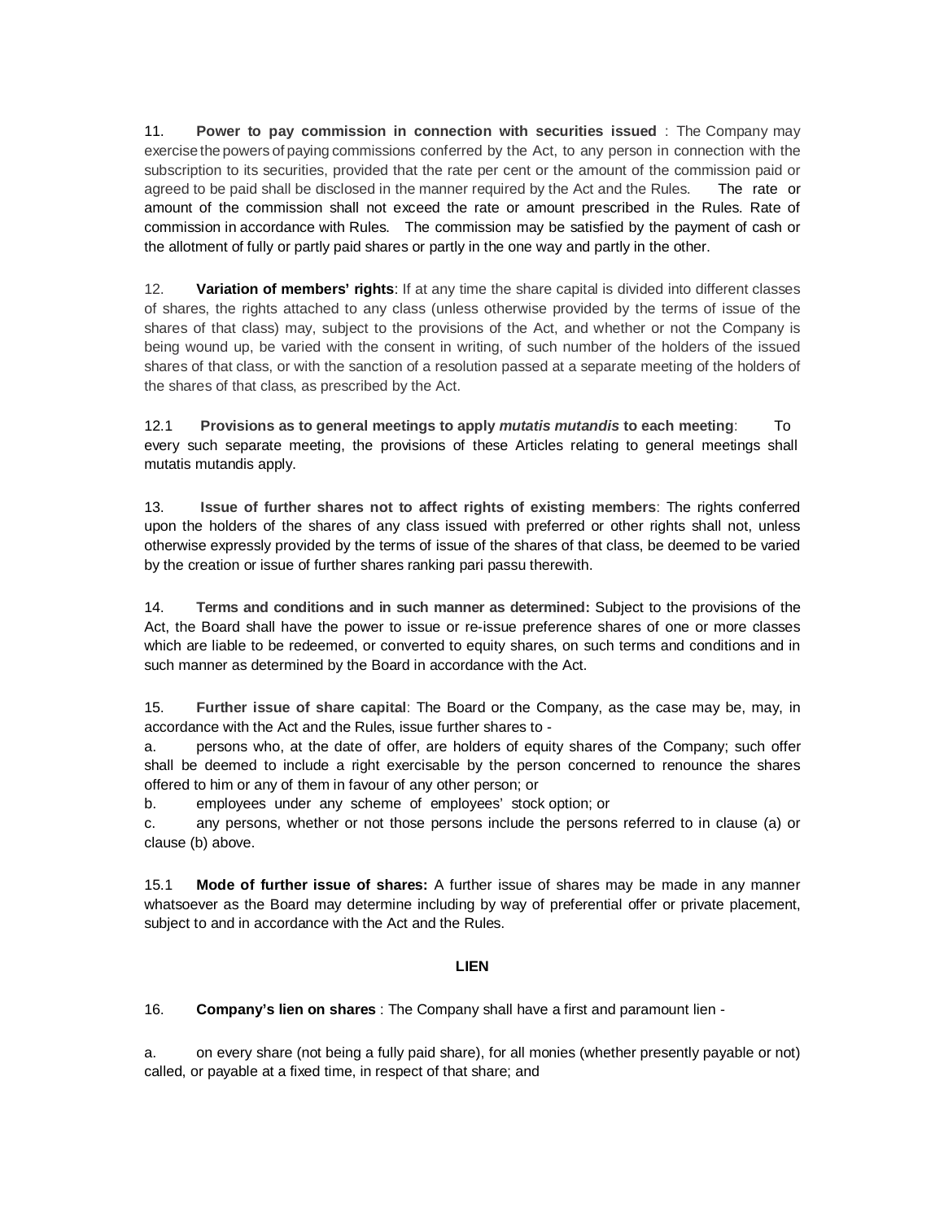11. **Power to pay commission in connection with securities issued** : The Company may exercise the powers of paying commissions conferred by the Act, to any person in connection with the subscription to its securities, provided that the rate per cent or the amount of the commission paid or agreed to be paid shall be disclosed in the manner required by the Act and the Rules. The rate or amount of the commission shall not exceed the rate or amount prescribed in the Rules. Rate of commission in accordance with Rules. The commission may be satisfied by the payment of cash or the allotment of fully or partly paid shares or partly in the one way and partly in the other.

12. **Variation of members' rights**: If at any time the share capital is divided into different classes of shares, the rights attached to any class (unless otherwise provided by the terms of issue of the shares of that class) may, subject to the provisions of the Act, and whether or not the Company is being wound up, be varied with the consent in writing, of such number of the holders of the issued shares of that class, or with the sanction of a resolution passed at a separate meeting of the holders of the shares of that class, as prescribed by the Act.

12.1 **Provisions as to general meetings to apply *mutatis mutandis* to each meeting**: To every such separate meeting, the provisions of these Articles relating to general meetings shall mutatis mutandis apply.

13. **Issue of further shares not to affect rights of existing members**: The rights conferred upon the holders of the shares of any class issued with preferred or other rights shall not, unless otherwise expressly provided by the terms of issue of the shares of that class, be deemed to be varied by the creation or issue of further shares ranking pari passu therewith.

14. **Terms and conditions and in such manner as determined:** Subject to the provisions of the Act, the Board shall have the power to issue or re-issue preference shares of one or more classes which are liable to be redeemed, or converted to equity shares, on such terms and conditions and in such manner as determined by the Board in accordance with the Act.

15. **Further issue of share capital**: The Board or the Company, as the case may be, may, in accordance with the Act and the Rules, issue further shares to -

a. persons who, at the date of offer, are holders of equity shares of the Company; such offer shall be deemed to include a right exercisable by the person concerned to renounce the shares offered to him or any of them in favour of any other person; or

b. employees under any scheme of employees' stock option; or

c. any persons, whether or not those persons include the persons referred to in clause (a) or clause (b) above.

15.1 **Mode of further issue of shares:** A further issue of shares may be made in any manner whatsoever as the Board may determine including by way of preferential offer or private placement, subject to and in accordance with the Act and the Rules.

**LIEN**

16. **Company's lien on shares** : The Company shall have a first and paramount lien -

a. on every share (not being a fully paid share), for all monies (whether presently payable or not) called, or payable at a fixed time, in respect of that share; and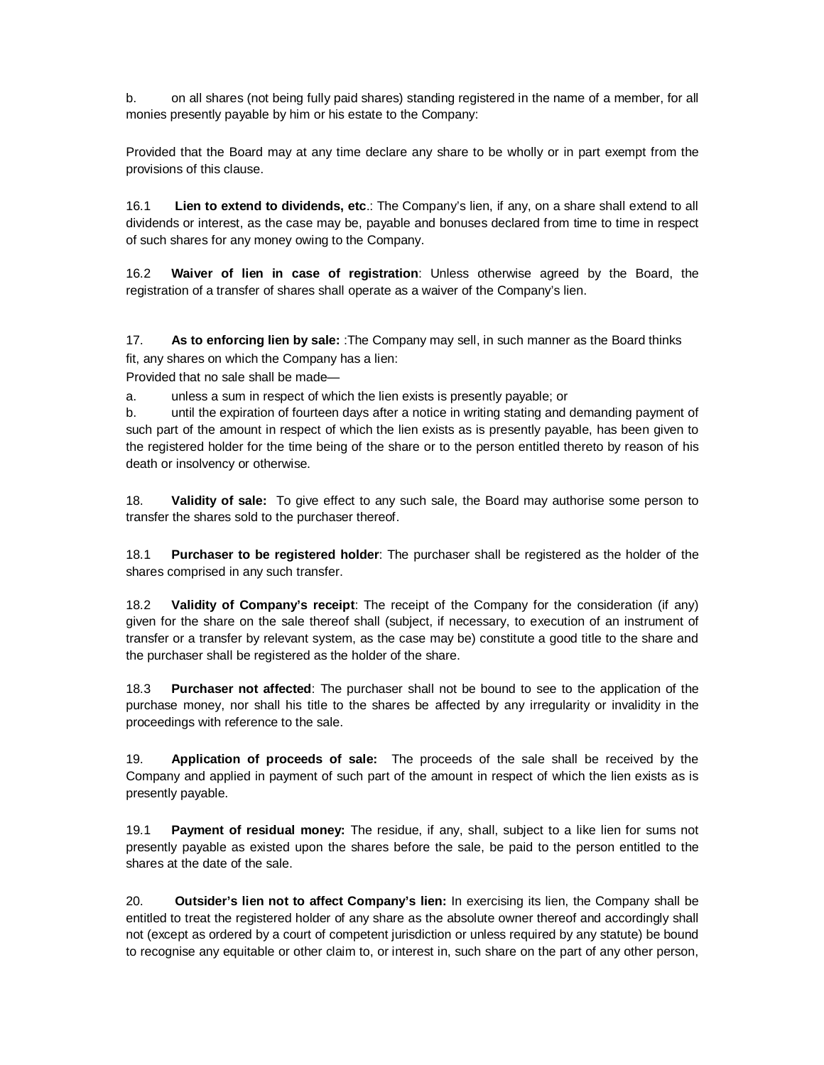b. on all shares (not being fully paid shares) standing registered in the name of a member, for all monies presently payable by him or his estate to the Company:

Provided that the Board may at any time declare any share to be wholly or in part exempt from the provisions of this clause.

16.1 **Lien to extend to dividends, etc**.: The Company's lien, if any, on a share shall extend to all dividends or interest, as the case may be, payable and bonuses declared from time to time in respect of such shares for any money owing to the Company.

16.2 **Waiver of lien in case of registration**: Unless otherwise agreed by the Board, the registration of a transfer of shares shall operate as a waiver of the Company's lien.

17. **As to enforcing lien by sale:** :The Company may sell, in such manner as the Board thinks fit, any shares on which the Company has a lien:

Provided that no sale shall be made—

a. unless a sum in respect of which the lien exists is presently payable; or

b. until the expiration of fourteen days after a notice in writing stating and demanding payment of such part of the amount in respect of which the lien exists as is presently payable, has been given to the registered holder for the time being of the share or to the person entitled thereto by reason of his death or insolvency or otherwise.

18. **Validity of sale:** To give effect to any such sale, the Board may authorise some person to transfer the shares sold to the purchaser thereof.

18.1 **Purchaser to be registered holder**: The purchaser shall be registered as the holder of the shares comprised in any such transfer.

18.2 **Validity of Company's receipt**: The receipt of the Company for the consideration (if any) given for the share on the sale thereof shall (subject, if necessary, to execution of an instrument of transfer or a transfer by relevant system, as the case may be) constitute a good title to the share and the purchaser shall be registered as the holder of the share.

18.3 **Purchaser not affected**: The purchaser shall not be bound to see to the application of the purchase money, nor shall his title to the shares be affected by any irregularity or invalidity in the proceedings with reference to the sale.

19. **Application of proceeds of sale:** The proceeds of the sale shall be received by the Company and applied in payment of such part of the amount in respect of which the lien exists as is presently payable.

19.1 **Payment of residual money:** The residue, if any, shall, subject to a like lien for sums not presently payable as existed upon the shares before the sale, be paid to the person entitled to the shares at the date of the sale.

20. **Outsider's lien not to affect Company's lien:** In exercising its lien, the Company shall be entitled to treat the registered holder of any share as the absolute owner thereof and accordingly shall not (except as ordered by a court of competent jurisdiction or unless required by any statute) be bound to recognise any equitable or other claim to, or interest in, such share on the part of any other person,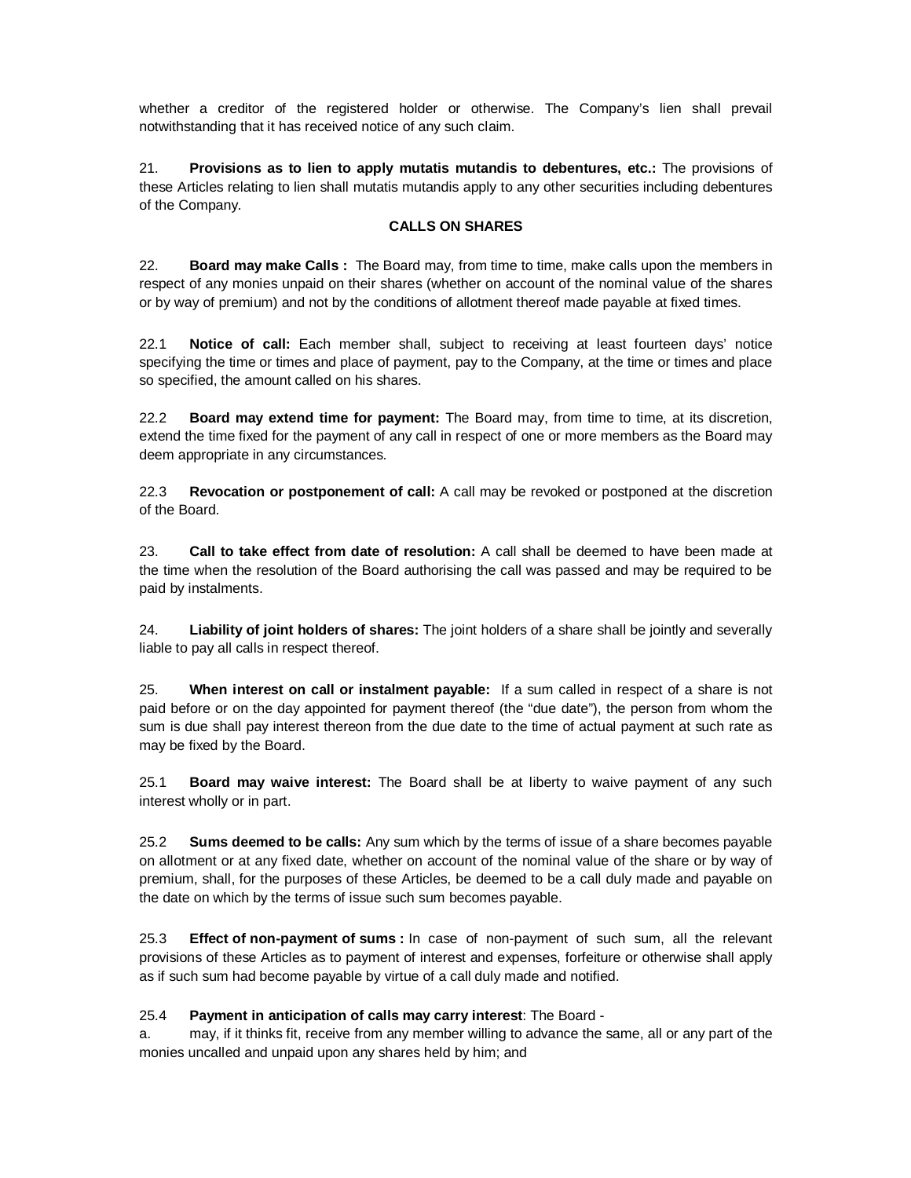whether a creditor of the registered holder or otherwise. The Company's lien shall prevail notwithstanding that it has received notice of any such claim.

21. **Provisions as to lien to apply mutatis mutandis to debentures, etc.:** The provisions of these Articles relating to lien shall mutatis mutandis apply to any other securities including debentures of the Company.

## CALLS ON SHARES

22. **Board may make Calls :** The Board may, from time to time, make calls upon the members in respect of any monies unpaid on their shares (whether on account of the nominal value of the shares or by way of premium) and not by the conditions of allotment thereof made payable at fixed times.

22.1 **Notice of call:** Each member shall, subject to receiving at least fourteen days' notice specifying the time or times and place of payment, pay to the Company, at the time or times and place so specified, the amount called on his shares.

22.2 **Board may extend time for payment:** The Board may, from time to time, at its discretion, extend the time fixed for the payment of any call in respect of one or more members as the Board may deem appropriate in any circumstances.

22.3 **Revocation or postponement of call:** A call may be revoked or postponed at the discretion of the Board.

23. **Call to take effect from date of resolution:** A call shall be deemed to have been made at the time when the resolution of the Board authorising the call was passed and may be required to be paid by instalments.

24. **Liability of joint holders of shares:** The joint holders of a share shall be jointly and severally liable to pay all calls in respect thereof.

25. **When interest on call or instalment payable:** If a sum called in respect of a share is not paid before or on the day appointed for payment thereof (the "due date"), the person from whom the sum is due shall pay interest thereon from the due date to the time of actual payment at such rate as may be fixed by the Board.

25.1 **Board may waive interest:** The Board shall be at liberty to waive payment of any such interest wholly or in part.

25.2 **Sums deemed to be calls:** Any sum which by the terms of issue of a share becomes payable on allotment or at any fixed date, whether on account of the nominal value of the share or by way of premium, shall, for the purposes of these Articles, be deemed to be a call duly made and payable on the date on which by the terms of issue such sum becomes payable.

25.3 **Effect of non-payment of sums :** In case of non-payment of such sum, all the relevant provisions of these Articles as to payment of interest and expenses, forfeiture or otherwise shall apply as if such sum had become payable by virtue of a call duly made and notified.

25.4 **Payment in anticipation of calls may carry interest**: The Board -

a. may, if it thinks fit, receive from any member willing to advance the same, all or any part of the monies uncalled and unpaid upon any shares held by him; and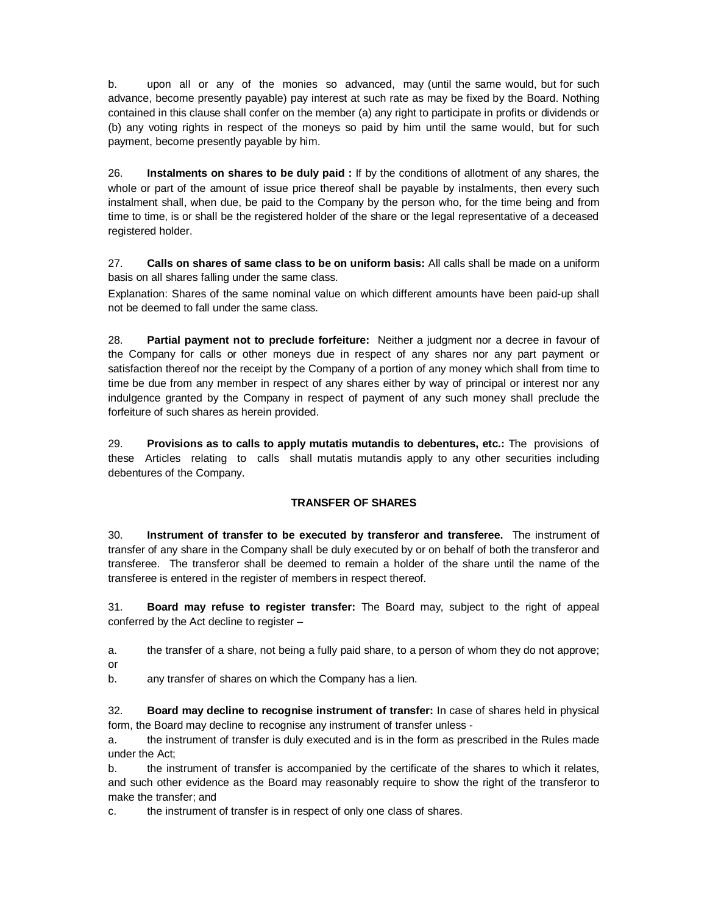b. upon all or any of the monies so advanced, may (until the same would, but for such advance, become presently payable) pay interest at such rate as may be fixed by the Board. Nothing contained in this clause shall confer on the member (a) any right to participate in profits or dividends or (b) any voting rights in respect of the moneys so paid by him until the same would, but for such payment, become presently payable by him.

26. **Instalments on shares to be duly paid :** If by the conditions of allotment of any shares, the whole or part of the amount of issue price thereof shall be payable by instalments, then every such instalment shall, when due, be paid to the Company by the person who, for the time being and from time to time, is or shall be the registered holder of the share or the legal representative of a deceased registered holder.

27. **Calls on shares of same class to be on uniform basis:** All calls shall be made on a uniform basis on all shares falling under the same class.

Explanation: Shares of the same nominal value on which different amounts have been paid-up shall not be deemed to fall under the same class.

28. **Partial payment not to preclude forfeiture:** Neither a judgment nor a decree in favour of the Company for calls or other moneys due in respect of any shares nor any part payment or satisfaction thereof nor the receipt by the Company of a portion of any money which shall from time to time be due from any member in respect of any shares either by way of principal or interest nor any indulgence granted by the Company in respect of payment of any such money shall preclude the forfeiture of such shares as herein provided.

29. **Provisions as to calls to apply mutatis mutandis to debentures, etc.:** The provisions of these Articles relating to calls shall mutatis mutandis apply to any other securities including debentures of the Company.

## TRANSFER OF SHARES

30. **Instrument of transfer to be executed by transferor and transferee.** The instrument of transfer of any share in the Company shall be duly executed by or on behalf of both the transferor and transferee. The transferor shall be deemed to remain a holder of the share until the name of the transferee is entered in the register of members in respect thereof.

31. **Board may refuse to register transfer:** The Board may, subject to the right of appeal conferred by the Act decline to register –

a. the transfer of a share, not being a fully paid share, to a person of whom they do not approve; or

b. any transfer of shares on which the Company has a lien.

32. **Board may decline to recognise instrument of transfer:** In case of shares held in physical form, the Board may decline to recognise any instrument of transfer unless -

a. the instrument of transfer is duly executed and is in the form as prescribed in the Rules made under the Act;

b. the instrument of transfer is accompanied by the certificate of the shares to which it relates, and such other evidence as the Board may reasonably require to show the right of the transferor to make the transfer; and

c. the instrument of transfer is in respect of only one class of shares.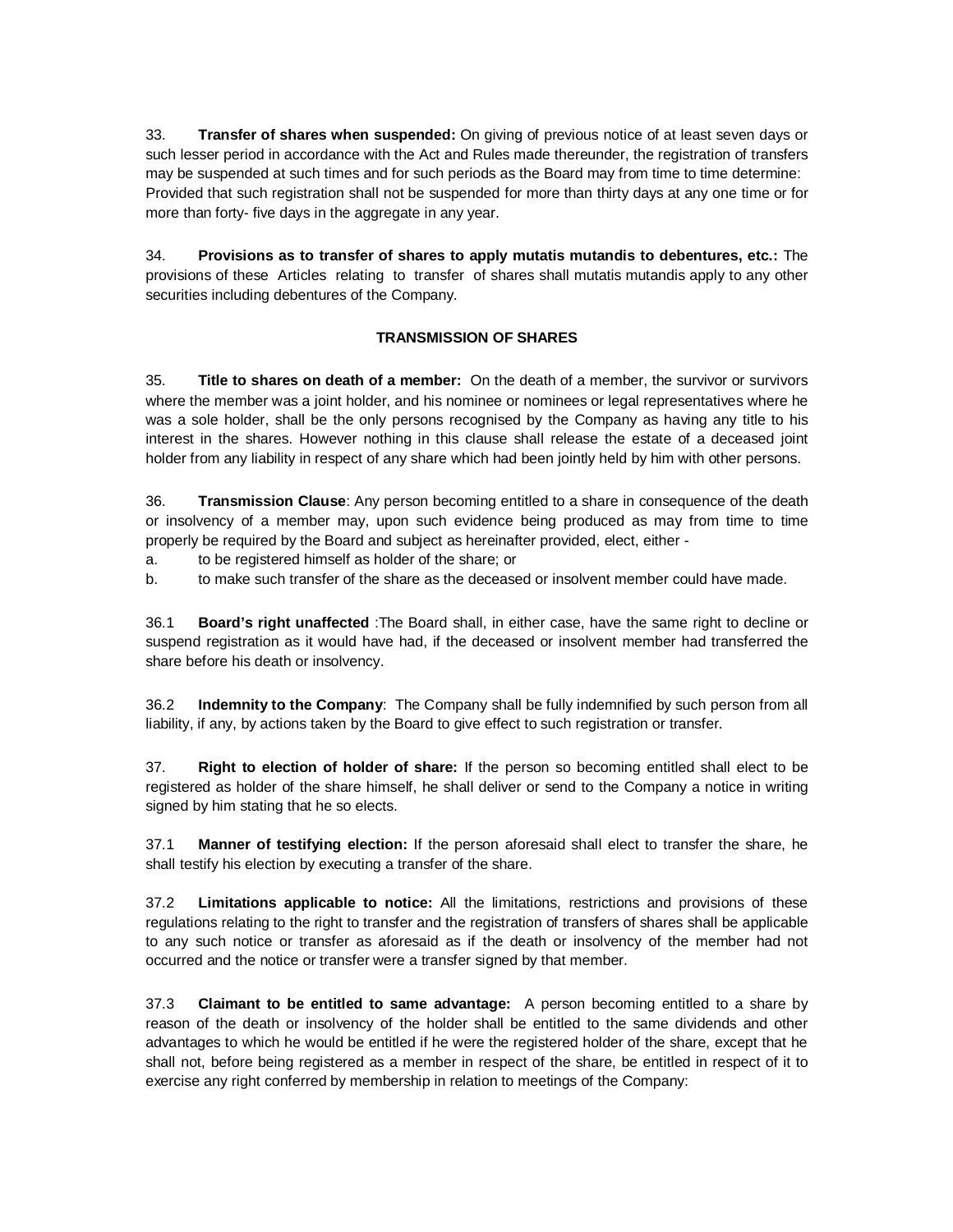33. **Transfer of shares when suspended:** On giving of previous notice of at least seven days or such lesser period in accordance with the Act and Rules made thereunder, the registration of transfers may be suspended at such times and for such periods as the Board may from time to time determine: Provided that such registration shall not be suspended for more than thirty days at any one time or for more than forty- five days in the aggregate in any year.

34. **Provisions as to transfer of shares to apply mutatis mutandis to debentures, etc.:** The provisions of these Articles relating to transfer of shares shall mutatis mutandis apply to any other securities including debentures of the Company.

### TRANSMISSION OF SHARES

35. **Title to shares on death of a member:** On the death of a member, the survivor or survivors where the member was a joint holder, and his nominee or nominees or legal representatives where he was a sole holder, shall be the only persons recognised by the Company as having any title to his interest in the shares. However nothing in this clause shall release the estate of a deceased joint holder from any liability in respect of any share which had been jointly held by him with other persons.

36. **Transmission Clause**: Any person becoming entitled to a share in consequence of the death or insolvency of a member may, upon such evidence being produced as may from time to time properly be required by the Board and subject as hereinafter provided, elect, either -

a. to be registered himself as holder of the share; or

b. to make such transfer of the share as the deceased or insolvent member could have made.

36.1 **Board's right unaffected** :The Board shall, in either case, have the same right to decline or suspend registration as it would have had, if the deceased or insolvent member had transferred the share before his death or insolvency.

36.2 **Indemnity to the Company**: The Company shall be fully indemnified by such person from all liability, if any, by actions taken by the Board to give effect to such registration or transfer.

37. **Right to election of holder of share:** If the person so becoming entitled shall elect to be registered as holder of the share himself, he shall deliver or send to the Company a notice in writing signed by him stating that he so elects.

37.1 **Manner of testifying election:** If the person aforesaid shall elect to transfer the share, he shall testify his election by executing a transfer of the share.

37.2 **Limitations applicable to notice:** All the limitations, restrictions and provisions of these regulations relating to the right to transfer and the registration of transfers of shares shall be applicable to any such notice or transfer as aforesaid as if the death or insolvency of the member had not occurred and the notice or transfer were a transfer signed by that member.

37.3 **Claimant to be entitled to same advantage:** A person becoming entitled to a share by reason of the death or insolvency of the holder shall be entitled to the same dividends and other advantages to which he would be entitled if he were the registered holder of the share, except that he shall not, before being registered as a member in respect of the share, be entitled in respect of it to exercise any right conferred by membership in relation to meetings of the Company: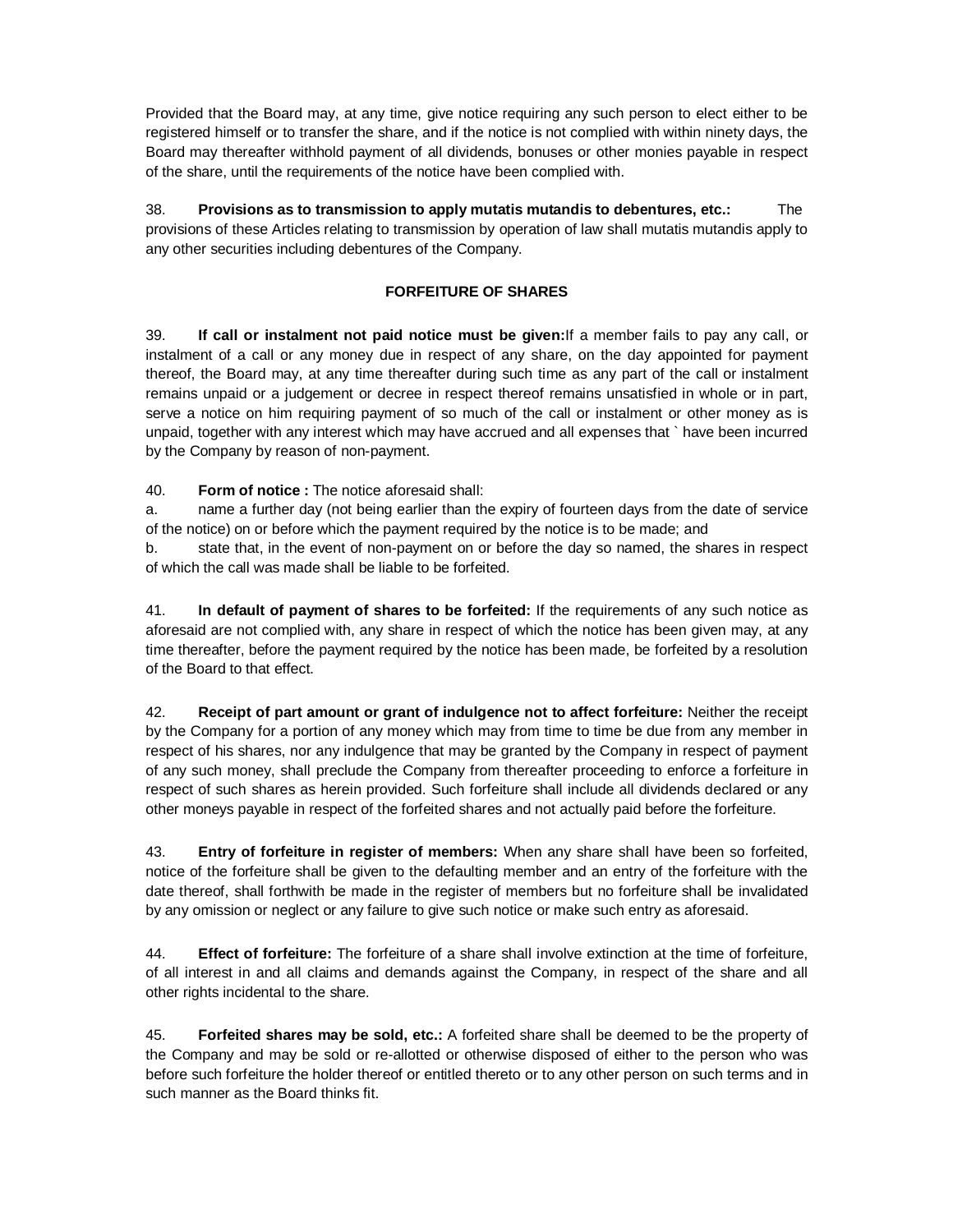Provided that the Board may, at any time, give notice requiring any such person to elect either to be registered himself or to transfer the share, and if the notice is not complied with within ninety days, the Board may thereafter withhold payment of all dividends, bonuses or other monies payable in respect of the share, until the requirements of the notice have been complied with.

38. **Provisions as to transmission to apply mutatis mutandis to debentures, etc.:** The provisions of these Articles relating to transmission by operation of law shall mutatis mutandis apply to any other securities including debentures of the Company.

**FORFEITURE OF SHARES**

39. **If call or instalment not paid notice must be given:**If a member fails to pay any call, or instalment of a call or any money due in respect of any share, on the day appointed for payment thereof, the Board may, at any time thereafter during such time as any part of the call or instalment remains unpaid or a judgement or decree in respect thereof remains unsatisfied in whole or in part, serve a notice on him requiring payment of so much of the call or instalment or other money as is unpaid, together with any interest which may have accrued and all expenses that ` have been incurred by the Company by reason of non-payment.

40. **Form of notice :** The notice aforesaid shall:

a. name a further day (not being earlier than the expiry of fourteen days from the date of service of the notice) on or before which the payment required by the notice is to be made; and

b. state that, in the event of non-payment on or before the day so named, the shares in respect of which the call was made shall be liable to be forfeited.

41. **In default of payment of shares to be forfeited:** If the requirements of any such notice as aforesaid are not complied with, any share in respect of which the notice has been given may, at any time thereafter, before the payment required by the notice has been made, be forfeited by a resolution of the Board to that effect.

42. **Receipt of part amount or grant of indulgence not to affect forfeiture:** Neither the receipt by the Company for a portion of any money which may from time to time be due from any member in respect of his shares, nor any indulgence that may be granted by the Company in respect of payment of any such money, shall preclude the Company from thereafter proceeding to enforce a forfeiture in respect of such shares as herein provided. Such forfeiture shall include all dividends declared or any other moneys payable in respect of the forfeited shares and not actually paid before the forfeiture.

43. **Entry of forfeiture in register of members:** When any share shall have been so forfeited, notice of the forfeiture shall be given to the defaulting member and an entry of the forfeiture with the date thereof, shall forthwith be made in the register of members but no forfeiture shall be invalidated by any omission or neglect or any failure to give such notice or make such entry as aforesaid.

44. **Effect of forfeiture:** The forfeiture of a share shall involve extinction at the time of forfeiture, of all interest in and all claims and demands against the Company, in respect of the share and all other rights incidental to the share.

45. **Forfeited shares may be sold, etc.:** A forfeited share shall be deemed to be the property of the Company and may be sold or re-allotted or otherwise disposed of either to the person who was before such forfeiture the holder thereof or entitled thereto or to any other person on such terms and in such manner as the Board thinks fit.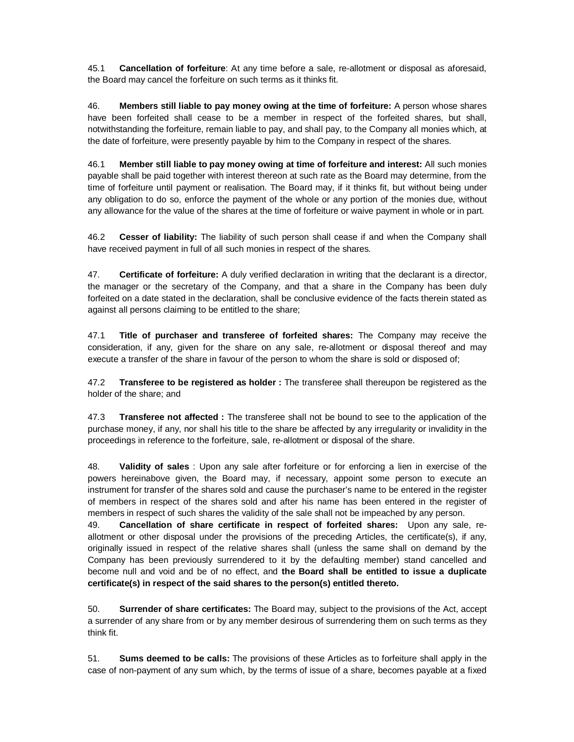45.1 **Cancellation of forfeiture**: At any time before a sale, re-allotment or disposal as aforesaid, the Board may cancel the forfeiture on such terms as it thinks fit.

46. **Members still liable to pay money owing at the time of forfeiture:** A person whose shares have been forfeited shall cease to be a member in respect of the forfeited shares, but shall, notwithstanding the forfeiture, remain liable to pay, and shall pay, to the Company all monies which, at the date of forfeiture, were presently payable by him to the Company in respect of the shares.

46.1 **Member still liable to pay money owing at time of forfeiture and interest:** All such monies payable shall be paid together with interest thereon at such rate as the Board may determine, from the time of forfeiture until payment or realisation. The Board may, if it thinks fit, but without being under any obligation to do so, enforce the payment of the whole or any portion of the monies due, without any allowance for the value of the shares at the time of forfeiture or waive payment in whole or in part.

46.2 **Cesser of liability:** The liability of such person shall cease if and when the Company shall have received payment in full of all such monies in respect of the shares.

47. **Certificate of forfeiture:** A duly verified declaration in writing that the declarant is a director, the manager or the secretary of the Company, and that a share in the Company has been duly forfeited on a date stated in the declaration, shall be conclusive evidence of the facts therein stated as against all persons claiming to be entitled to the share;

47.1 **Title of purchaser and transferee of forfeited shares:** The Company may receive the consideration, if any, given for the share on any sale, re-allotment or disposal thereof and may execute a transfer of the share in favour of the person to whom the share is sold or disposed of;

47.2 **Transferee to be registered as holder :** The transferee shall thereupon be registered as the holder of the share; and

47.3 **Transferee not affected :** The transferee shall not be bound to see to the application of the purchase money, if any, nor shall his title to the share be affected by any irregularity or invalidity in the proceedings in reference to the forfeiture, sale, re-allotment or disposal of the share.

48. **Validity of sales** : Upon any sale after forfeiture or for enforcing a lien in exercise of the powers hereinabove given, the Board may, if necessary, appoint some person to execute an instrument for transfer of the shares sold and cause the purchaser's name to be entered in the register of members in respect of the shares sold and after his name has been entered in the register of members in respect of such shares the validity of the sale shall not be impeached by any person.

49. **Cancellation of share certificate in respect of forfeited shares:** Upon any sale, re-allotment or other disposal under the provisions of the preceding Articles, the certificate(s), if any, originally issued in respect of the relative shares shall (unless the same shall on demand by the Company has been previously surrendered to it by the defaulting member) stand cancelled and become null and void and be of no effect, and **the Board shall be entitled to issue a duplicate certificate(s) in respect of the said shares to the person(s) entitled thereto.**

50. **Surrender of share certificates:** The Board may, subject to the provisions of the Act, accept a surrender of any share from or by any member desirous of surrendering them on such terms as they think fit.

51. **Sums deemed to be calls:** The provisions of these Articles as to forfeiture shall apply in the case of non-payment of any sum which, by the terms of issue of a share, becomes payable at a fixed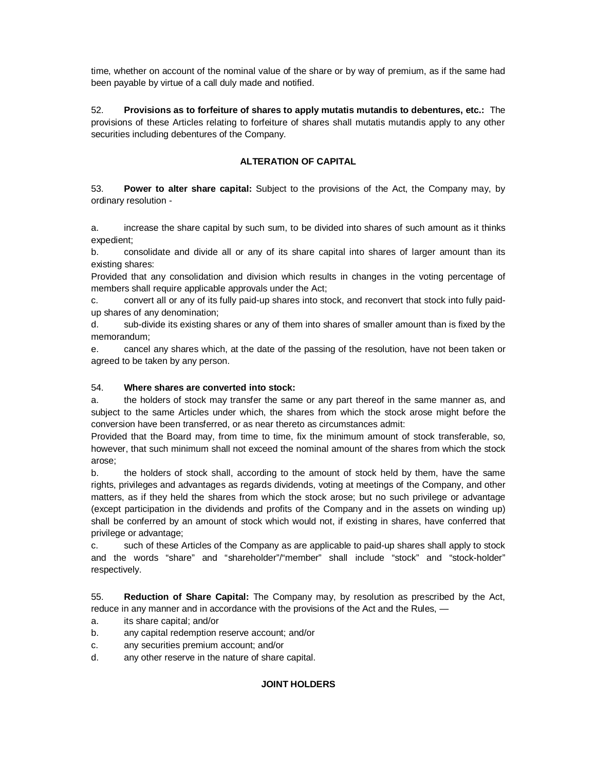time, whether on account of the nominal value of the share or by way of premium, as if the same had been payable by virtue of a call duly made and notified.

52. **Provisions as to forfeiture of shares to apply mutatis mutandis to debentures, etc.:** The provisions of these Articles relating to forfeiture of shares shall mutatis mutandis apply to any other securities including debentures of the Company.

## ALTERATION OF CAPITAL

53. **Power to alter share capital:** Subject to the provisions of the Act, the Company may, by ordinary resolution -

a. increase the share capital by such sum, to be divided into shares of such amount as it thinks expedient;

b. consolidate and divide all or any of its share capital into shares of larger amount than its existing shares:

Provided that any consolidation and division which results in changes in the voting percentage of members shall require applicable approvals under the Act;

c. convert all or any of its fully paid-up shares into stock, and reconvert that stock into fully paid-up shares of any denomination;

d. sub-divide its existing shares or any of them into shares of smaller amount than is fixed by the memorandum;

e. cancel any shares which, at the date of the passing of the resolution, have not been taken or agreed to be taken by any person.

54. **Where shares are converted into stock:**

a. the holders of stock may transfer the same or any part thereof in the same manner as, and subject to the same Articles under which, the shares from which the stock arose might before the conversion have been transferred, or as near thereto as circumstances admit:

Provided that the Board may, from time to time, fix the minimum amount of stock transferable, so, however, that such minimum shall not exceed the nominal amount of the shares from which the stock arose;

b. the holders of stock shall, according to the amount of stock held by them, have the same rights, privileges and advantages as regards dividends, voting at meetings of the Company, and other matters, as if they held the shares from which the stock arose; but no such privilege or advantage (except participation in the dividends and profits of the Company and in the assets on winding up) shall be conferred by an amount of stock which would not, if existing in shares, have conferred that privilege or advantage;

c. such of these Articles of the Company as are applicable to paid-up shares shall apply to stock and the words "share" and "shareholder"/"member" shall include "stock" and "stock-holder" respectively.

55. **Reduction of Share Capital:** The Company may, by resolution as prescribed by the Act, reduce in any manner and in accordance with the provisions of the Act and the Rules, —

a. its share capital; and/or

b. any capital redemption reserve account; and/or

c. any securities premium account; and/or

d. any other reserve in the nature of share capital.

## JOINT HOLDERS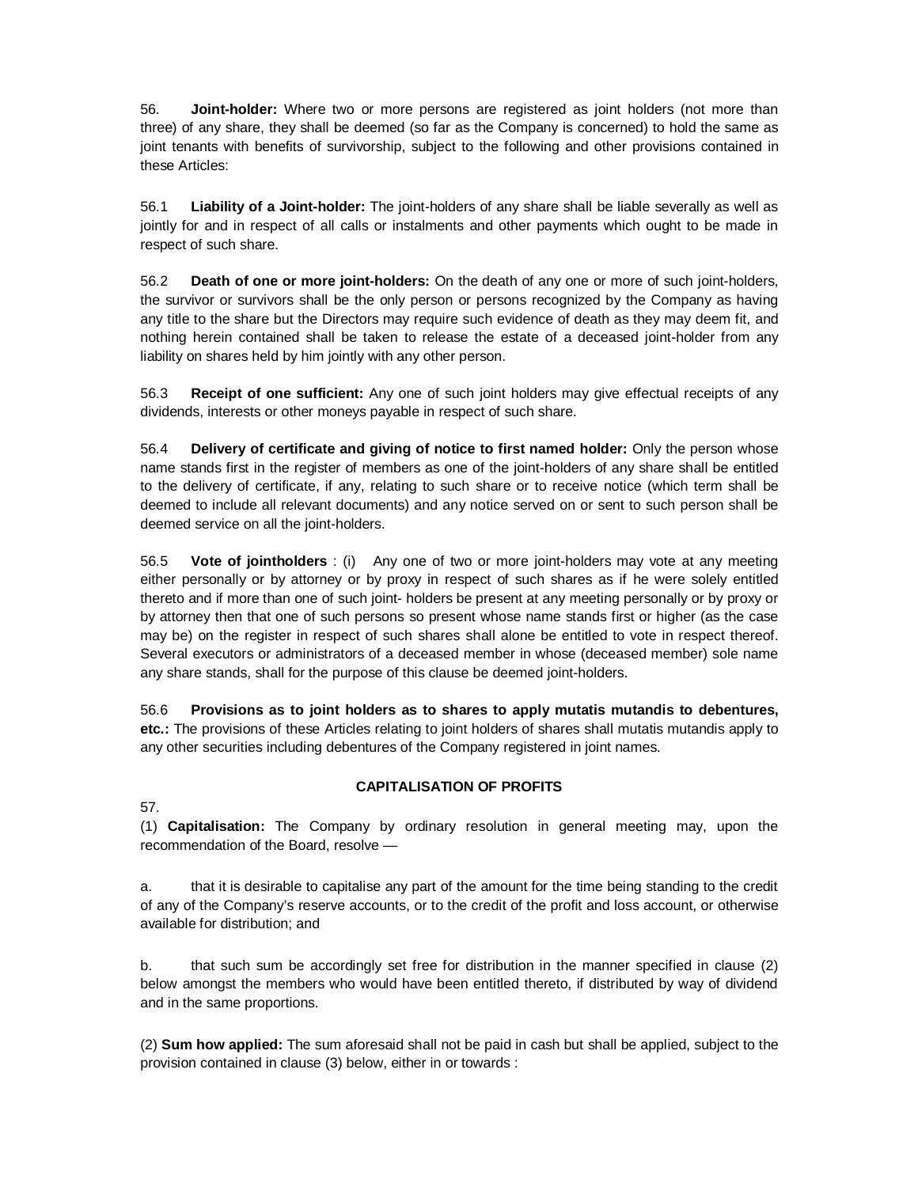56. **Joint-holder:** Where two or more persons are registered as joint holders (not more than three) of any share, they shall be deemed (so far as the Company is concerned) to hold the same as joint tenants with benefits of survivorship, subject to the following and other provisions contained in these Articles:

56.1 **Liability of a Joint-holder:** The joint-holders of any share shall be liable severally as well as jointly for and in respect of all calls or instalments and other payments which ought to be made in respect of such share.

56.2 **Death of one or more joint-holders:** On the death of any one or more of such joint-holders, the survivor or survivors shall be the only person or persons recognized by the Company as having any title to the share but the Directors may require such evidence of death as they may deem fit, and nothing herein contained shall be taken to release the estate of a deceased joint-holder from any liability on shares held by him jointly with any other person.

56.3 **Receipt of one sufficient:** Any one of such joint holders may give effectual receipts of any dividends, interests or other moneys payable in respect of such share.

56.4 **Delivery of certificate and giving of notice to first named holder:** Only the person whose name stands first in the register of members as one of the joint-holders of any share shall be entitled to the delivery of certificate, if any, relating to such share or to receive notice (which term shall be deemed to include all relevant documents) and any notice served on or sent to such person shall be deemed service on all the joint-holders.

56.5 **Vote of jointholders** : (i) Any one of two or more joint-holders may vote at any meeting either personally or by attorney or by proxy in respect of such shares as if he were solely entitled thereto and if more than one of such joint- holders be present at any meeting personally or by proxy or by attorney then that one of such persons so present whose name stands first or higher (as the case may be) on the register in respect of such shares shall alone be entitled to vote in respect thereof. Several executors or administrators of a deceased member in whose (deceased member) sole name any share stands, shall for the purpose of this clause be deemed joint-holders.

56.6 **Provisions as to joint holders as to shares to apply mutatis mutandis to debentures, etc.:** The provisions of these Articles relating to joint holders of shares shall mutatis mutandis apply to any other securities including debentures of the Company registered in joint names.

## CAPITALISATION OF PROFITS

57.

(1) **Capitalisation:** The Company by ordinary resolution in general meeting may, upon the recommendation of the Board, resolve —

a. that it is desirable to capitalise any part of the amount for the time being standing to the credit of any of the Company's reserve accounts, or to the credit of the profit and loss account, or otherwise available for distribution; and

b. that such sum be accordingly set free for distribution in the manner specified in clause (2) below amongst the members who would have been entitled thereto, if distributed by way of dividend and in the same proportions.

(2) **Sum how applied:** The sum aforesaid shall not be paid in cash but shall be applied, subject to the provision contained in clause (3) below, either in or towards :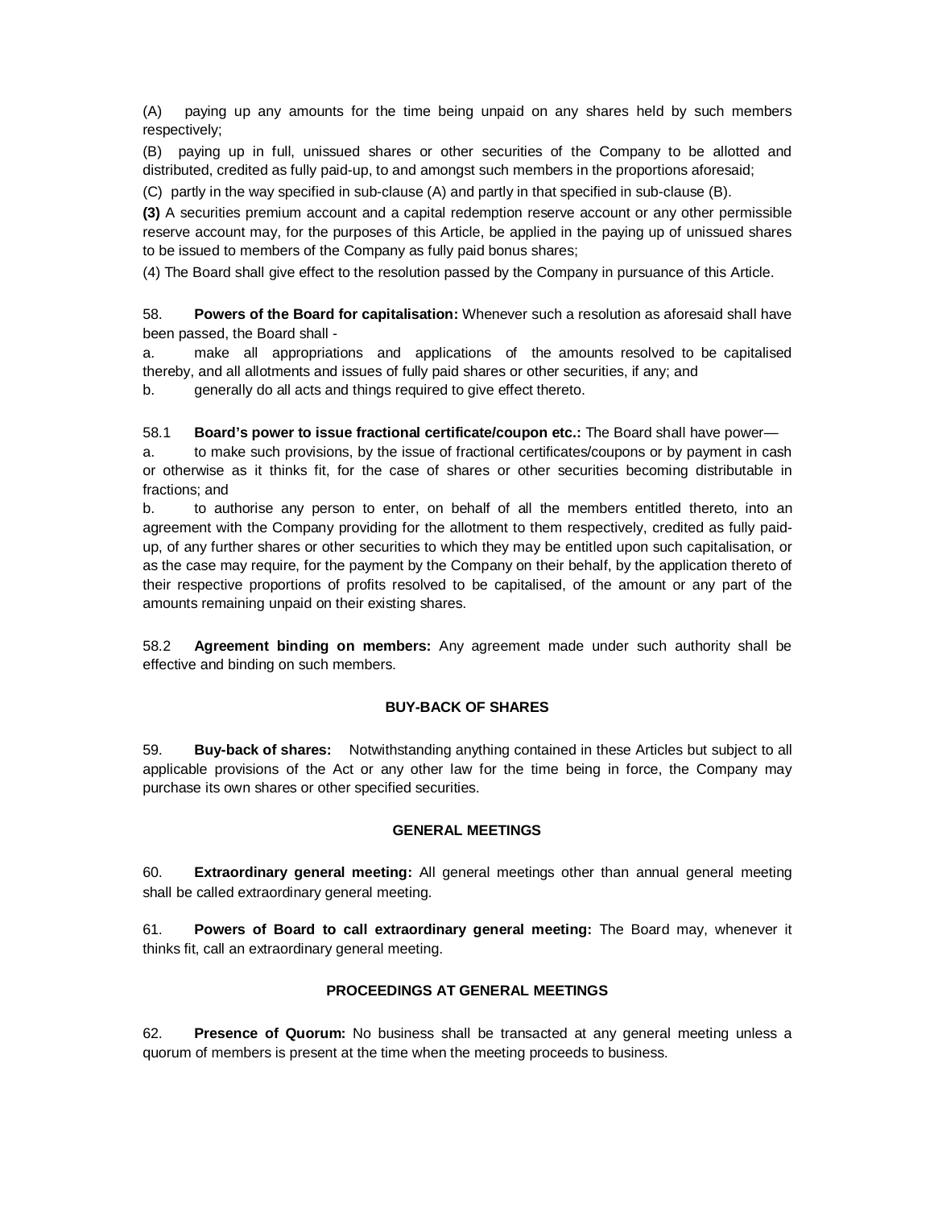(A) paying up any amounts for the time being unpaid on any shares held by such members respectively;

(B) paying up in full, unissued shares or other securities of the Company to be allotted and distributed, credited as fully paid-up, to and amongst such members in the proportions aforesaid;

(C) partly in the way specified in sub-clause (A) and partly in that specified in sub-clause (B).

**(3)** A securities premium account and a capital redemption reserve account or any other permissible reserve account may, for the purposes of this Article, be applied in the paying up of unissued shares to be issued to members of the Company as fully paid bonus shares;

(4) The Board shall give effect to the resolution passed by the Company in pursuance of this Article.

58. **Powers of the Board for capitalisation:** Whenever such a resolution as aforesaid shall have been passed, the Board shall -

a. make all appropriations and applications of the amounts resolved to be capitalised thereby, and all allotments and issues of fully paid shares or other securities, if any; and

b. generally do all acts and things required to give effect thereto.

58.1 **Board's power to issue fractional certificate/coupon etc.:** The Board shall have power—

a. to make such provisions, by the issue of fractional certificates/coupons or by payment in cash or otherwise as it thinks fit, for the case of shares or other securities becoming distributable in fractions; and

b. to authorise any person to enter, on behalf of all the members entitled thereto, into an agreement with the Company providing for the allotment to them respectively, credited as fully paid-up, of any further shares or other securities to which they may be entitled upon such capitalisation, or as the case may require, for the payment by the Company on their behalf, by the application thereto of their respective proportions of profits resolved to be capitalised, of the amount or any part of the amounts remaining unpaid on their existing shares.

58.2 **Agreement binding on members:** Any agreement made under such authority shall be effective and binding on such members.

## BUY-BACK OF SHARES

59. **Buy-back of shares:** Notwithstanding anything contained in these Articles but subject to all applicable provisions of the Act or any other law for the time being in force, the Company may purchase its own shares or other specified securities.

## GENERAL MEETINGS

60. **Extraordinary general meeting:** All general meetings other than annual general meeting shall be called extraordinary general meeting.

61. **Powers of Board to call extraordinary general meeting:** The Board may, whenever it thinks fit, call an extraordinary general meeting.

## PROCEEDINGS AT GENERAL MEETINGS

62. **Presence of Quorum:** No business shall be transacted at any general meeting unless a quorum of members is present at the time when the meeting proceeds to business.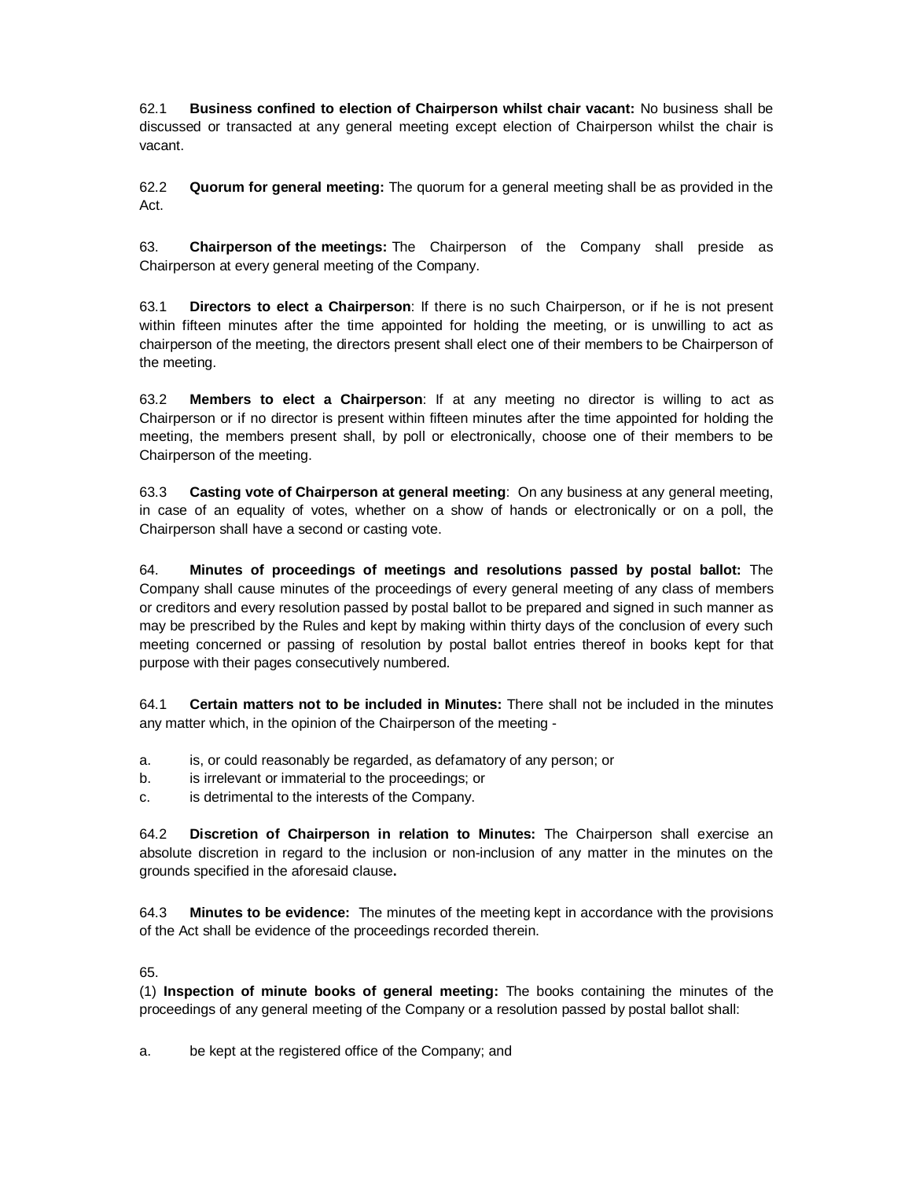62.1 **Business confined to election of Chairperson whilst chair vacant:** No business shall be discussed or transacted at any general meeting except election of Chairperson whilst the chair is vacant.

62.2 **Quorum for general meeting:** The quorum for a general meeting shall be as provided in the Act.

63. **Chairperson of the meetings:** The Chairperson of the Company shall preside as Chairperson at every general meeting of the Company.

63.1 **Directors to elect a Chairperson**: If there is no such Chairperson, or if he is not present within fifteen minutes after the time appointed for holding the meeting, or is unwilling to act as chairperson of the meeting, the directors present shall elect one of their members to be Chairperson of the meeting.

63.2 **Members to elect a Chairperson**: If at any meeting no director is willing to act as Chairperson or if no director is present within fifteen minutes after the time appointed for holding the meeting, the members present shall, by poll or electronically, choose one of their members to be Chairperson of the meeting.

63.3 **Casting vote of Chairperson at general meeting**: On any business at any general meeting, in case of an equality of votes, whether on a show of hands or electronically or on a poll, the Chairperson shall have a second or casting vote.

64. **Minutes of proceedings of meetings and resolutions passed by postal ballot:** The Company shall cause minutes of the proceedings of every general meeting of any class of members or creditors and every resolution passed by postal ballot to be prepared and signed in such manner as may be prescribed by the Rules and kept by making within thirty days of the conclusion of every such meeting concerned or passing of resolution by postal ballot entries thereof in books kept for that purpose with their pages consecutively numbered.

64.1 **Certain matters not to be included in Minutes:** There shall not be included in the minutes any matter which, in the opinion of the Chairperson of the meeting -

a. is, or could reasonably be regarded, as defamatory of any person; or
b. is irrelevant or immaterial to the proceedings; or
c. is detrimental to the interests of the Company.

64.2 **Discretion of Chairperson in relation to Minutes:** The Chairperson shall exercise an absolute discretion in regard to the inclusion or non-inclusion of any matter in the minutes on the grounds specified in the aforesaid clause**.**

64.3 **Minutes to be evidence:** The minutes of the meeting kept in accordance with the provisions of the Act shall be evidence of the proceedings recorded therein.

65.

(1) **Inspection of minute books of general meeting:** The books containing the minutes of the proceedings of any general meeting of the Company or a resolution passed by postal ballot shall:

a. be kept at the registered office of the Company; and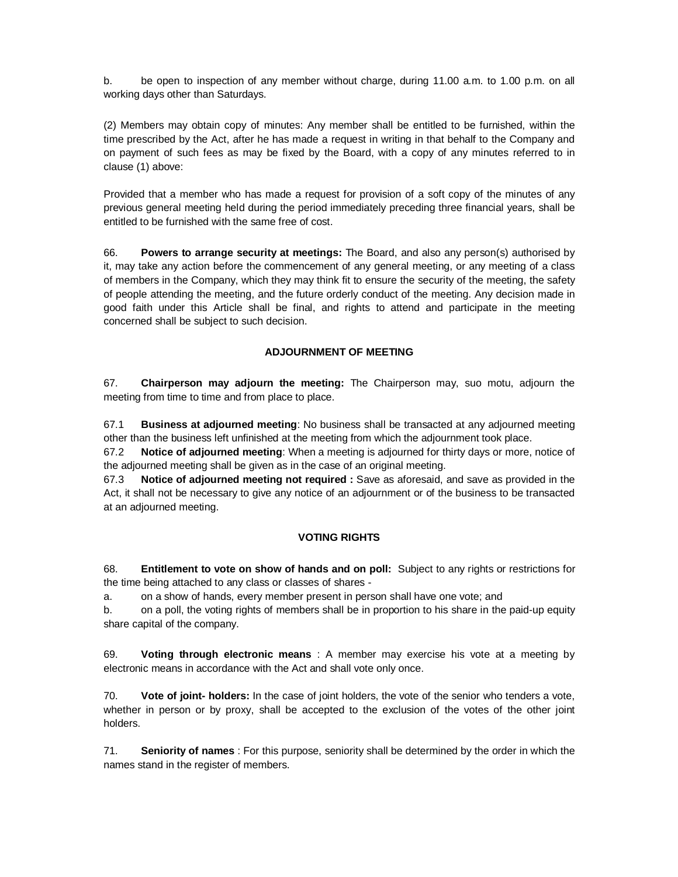b. be open to inspection of any member without charge, during 11.00 a.m. to 1.00 p.m. on all working days other than Saturdays.

(2) Members may obtain copy of minutes: Any member shall be entitled to be furnished, within the time prescribed by the Act, after he has made a request in writing in that behalf to the Company and on payment of such fees as may be fixed by the Board, with a copy of any minutes referred to in clause (1) above:

Provided that a member who has made a request for provision of a soft copy of the minutes of any previous general meeting held during the period immediately preceding three financial years, shall be entitled to be furnished with the same free of cost.

66. **Powers to arrange security at meetings:** The Board, and also any person(s) authorised by it, may take any action before the commencement of any general meeting, or any meeting of a class of members in the Company, which they may think fit to ensure the security of the meeting, the safety of people attending the meeting, and the future orderly conduct of the meeting. Any decision made in good faith under this Article shall be final, and rights to attend and participate in the meeting concerned shall be subject to such decision.

**ADJOURNMENT OF MEETING**

67. **Chairperson may adjourn the meeting:** The Chairperson may, suo motu, adjourn the meeting from time to time and from place to place.

67.1 **Business at adjourned meeting**: No business shall be transacted at any adjourned meeting other than the business left unfinished at the meeting from which the adjournment took place.

67.2 **Notice of adjourned meeting**: When a meeting is adjourned for thirty days or more, notice of the adjourned meeting shall be given as in the case of an original meeting.

67.3 **Notice of adjourned meeting not required :** Save as aforesaid, and save as provided in the Act, it shall not be necessary to give any notice of an adjournment or of the business to be transacted at an adjourned meeting.

**VOTING RIGHTS**

68. **Entitlement to vote on show of hands and on poll:** Subject to any rights or restrictions for the time being attached to any class or classes of shares -

a. on a show of hands, every member present in person shall have one vote; and

b. on a poll, the voting rights of members shall be in proportion to his share in the paid-up equity share capital of the company.

69. **Voting through electronic means** : A member may exercise his vote at a meeting by electronic means in accordance with the Act and shall vote only once.

70. **Vote of joint- holders:** In the case of joint holders, the vote of the senior who tenders a vote, whether in person or by proxy, shall be accepted to the exclusion of the votes of the other joint holders.

71. **Seniority of names** : For this purpose, seniority shall be determined by the order in which the names stand in the register of members.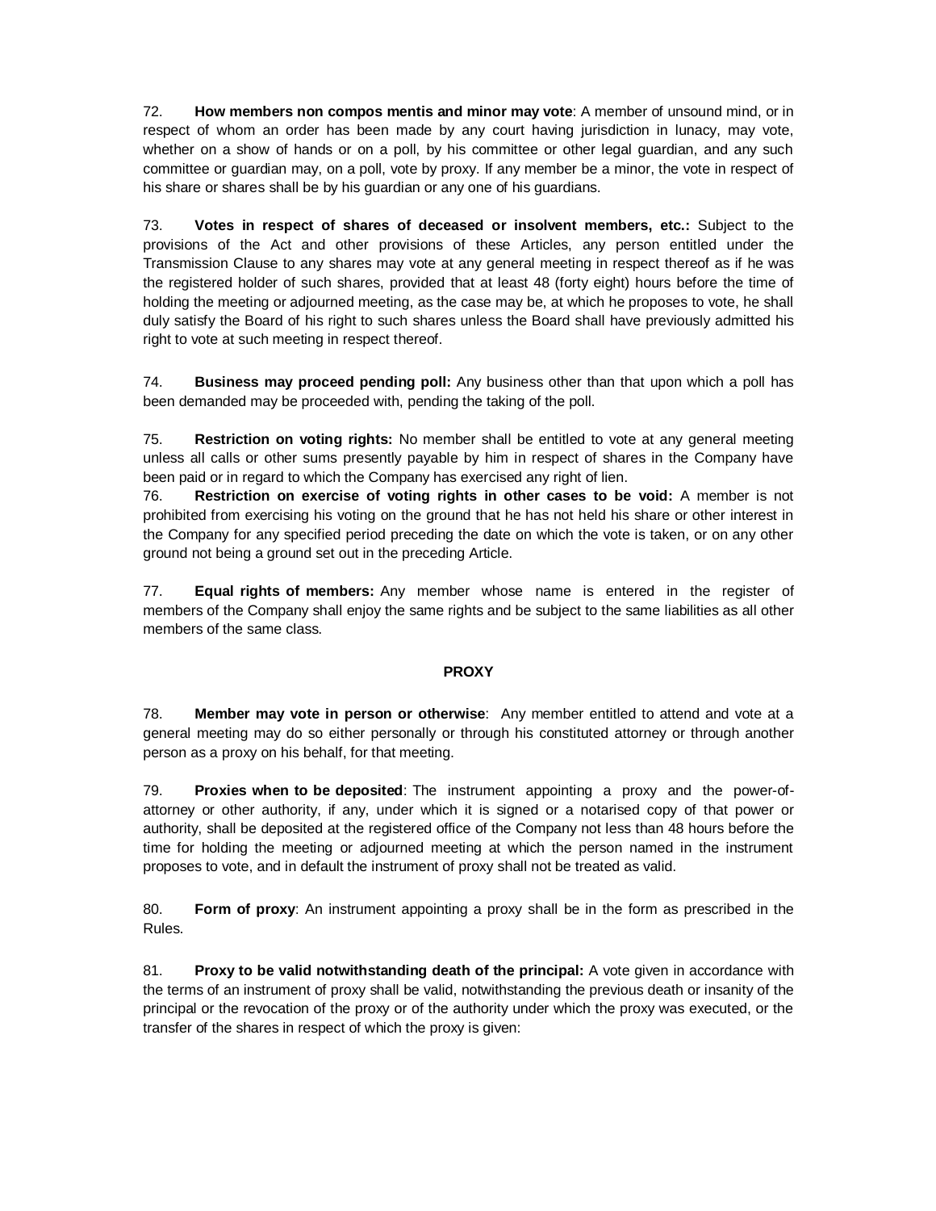72. **How members non compos mentis and minor may vote**: A member of unsound mind, or in respect of whom an order has been made by any court having jurisdiction in lunacy, may vote, whether on a show of hands or on a poll, by his committee or other legal guardian, and any such committee or guardian may, on a poll, vote by proxy. If any member be a minor, the vote in respect of his share or shares shall be by his guardian or any one of his guardians.

73. **Votes in respect of shares of deceased or insolvent members, etc.:** Subject to the provisions of the Act and other provisions of these Articles, any person entitled under the Transmission Clause to any shares may vote at any general meeting in respect thereof as if he was the registered holder of such shares, provided that at least 48 (forty eight) hours before the time of holding the meeting or adjourned meeting, as the case may be, at which he proposes to vote, he shall duly satisfy the Board of his right to such shares unless the Board shall have previously admitted his right to vote at such meeting in respect thereof.

74. **Business may proceed pending poll:** Any business other than that upon which a poll has been demanded may be proceeded with, pending the taking of the poll.

75. **Restriction on voting rights:** No member shall be entitled to vote at any general meeting unless all calls or other sums presently payable by him in respect of shares in the Company have been paid or in regard to which the Company has exercised any right of lien.

76. **Restriction on exercise of voting rights in other cases to be void:** A member is not prohibited from exercising his voting on the ground that he has not held his share or other interest in the Company for any specified period preceding the date on which the vote is taken, or on any other ground not being a ground set out in the preceding Article.

77. **Equal rights of members:** Any member whose name is entered in the register of members of the Company shall enjoy the same rights and be subject to the same liabilities as all other members of the same class.

## PROXY

78. **Member may vote in person or otherwise**: Any member entitled to attend and vote at a general meeting may do so either personally or through his constituted attorney or through another person as a proxy on his behalf, for that meeting.

79. **Proxies when to be deposited**: The instrument appointing a proxy and the power-of-attorney or other authority, if any, under which it is signed or a notarised copy of that power or authority, shall be deposited at the registered office of the Company not less than 48 hours before the time for holding the meeting or adjourned meeting at which the person named in the instrument proposes to vote, and in default the instrument of proxy shall not be treated as valid.

80. **Form of proxy**: An instrument appointing a proxy shall be in the form as prescribed in the Rules.

81. **Proxy to be valid notwithstanding death of the principal:** A vote given in accordance with the terms of an instrument of proxy shall be valid, notwithstanding the previous death or insanity of the principal or the revocation of the proxy or of the authority under which the proxy was executed, or the transfer of the shares in respect of which the proxy is given: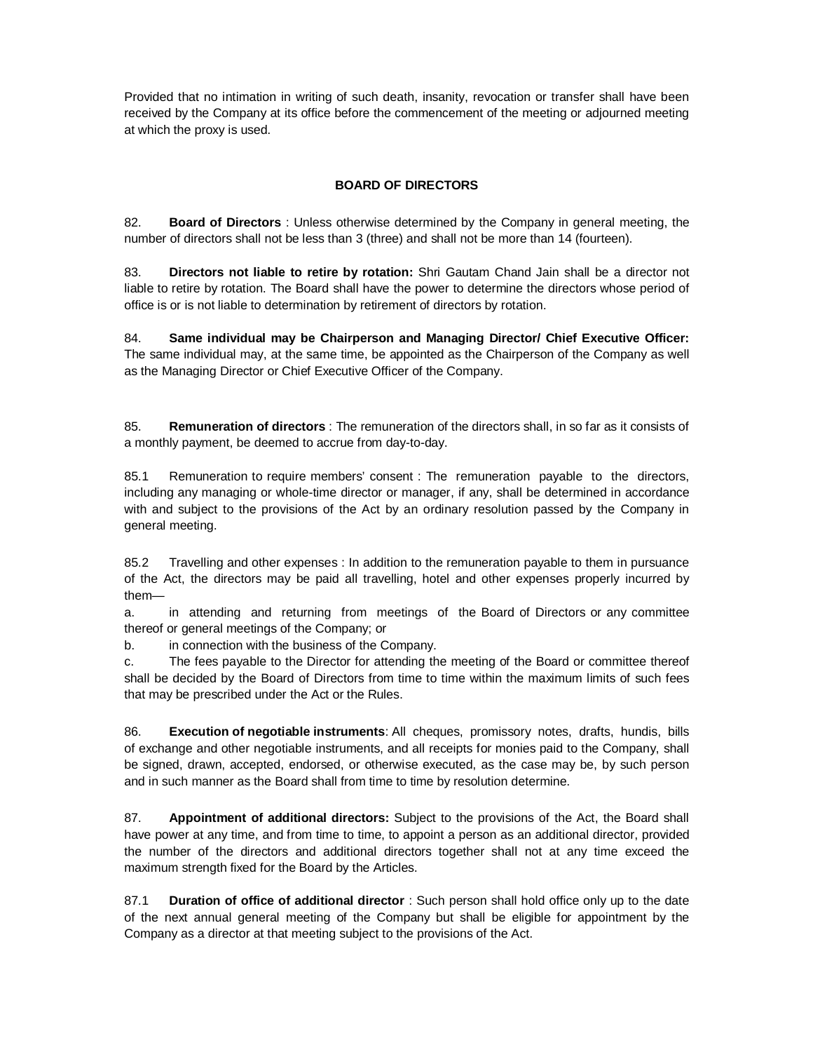Provided that no intimation in writing of such death, insanity, revocation or transfer shall have been received by the Company at its office before the commencement of the meeting or adjourned meeting at which the proxy is used.

## BOARD OF DIRECTORS

82. **Board of Directors** : Unless otherwise determined by the Company in general meeting, the number of directors shall not be less than 3 (three) and shall not be more than 14 (fourteen).

83. **Directors not liable to retire by rotation:** Shri Gautam Chand Jain shall be a director not liable to retire by rotation. The Board shall have the power to determine the directors whose period of office is or is not liable to determination by retirement of directors by rotation.

84. **Same individual may be Chairperson and Managing Director/ Chief Executive Officer:** The same individual may, at the same time, be appointed as the Chairperson of the Company as well as the Managing Director or Chief Executive Officer of the Company.

85. **Remuneration of directors** : The remuneration of the directors shall, in so far as it consists of a monthly payment, be deemed to accrue from day-to-day.

85.1 Remuneration to require members' consent : The remuneration payable to the directors, including any managing or whole-time director or manager, if any, shall be determined in accordance with and subject to the provisions of the Act by an ordinary resolution passed by the Company in general meeting.

85.2 Travelling and other expenses : In addition to the remuneration payable to them in pursuance of the Act, the directors may be paid all travelling, hotel and other expenses properly incurred by them—

a. in attending and returning from meetings of the Board of Directors or any committee thereof or general meetings of the Company; or

b. in connection with the business of the Company.

c. The fees payable to the Director for attending the meeting of the Board or committee thereof shall be decided by the Board of Directors from time to time within the maximum limits of such fees that may be prescribed under the Act or the Rules.

86. **Execution of negotiable instruments**: All cheques, promissory notes, drafts, hundis, bills of exchange and other negotiable instruments, and all receipts for monies paid to the Company, shall be signed, drawn, accepted, endorsed, or otherwise executed, as the case may be, by such person and in such manner as the Board shall from time to time by resolution determine.

87. **Appointment of additional directors:** Subject to the provisions of the Act, the Board shall have power at any time, and from time to time, to appoint a person as an additional director, provided the number of the directors and additional directors together shall not at any time exceed the maximum strength fixed for the Board by the Articles.

87.1 **Duration of office of additional director** : Such person shall hold office only up to the date of the next annual general meeting of the Company but shall be eligible for appointment by the Company as a director at that meeting subject to the provisions of the Act.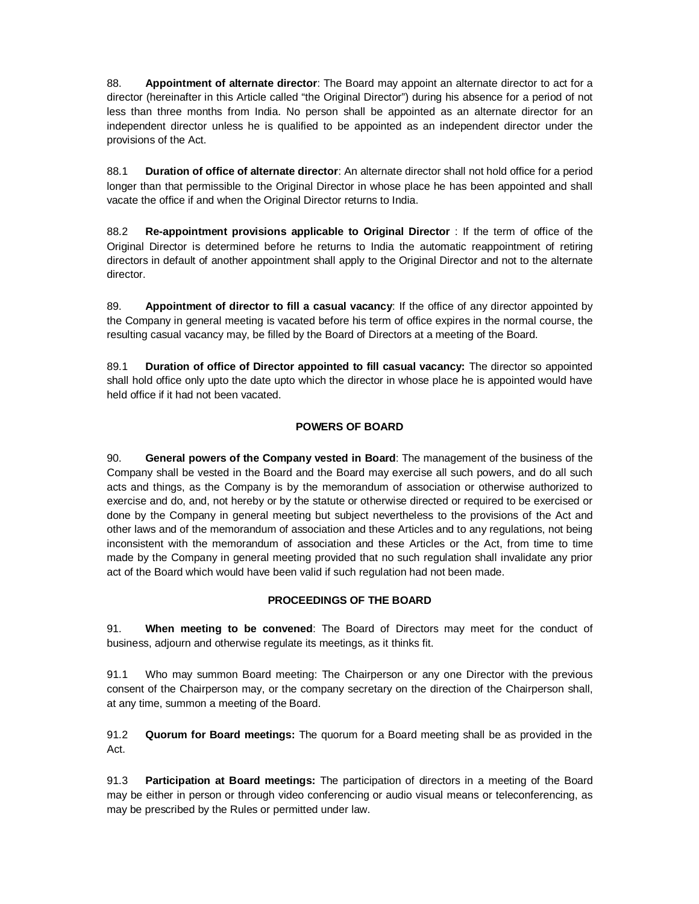88. **Appointment of alternate director**: The Board may appoint an alternate director to act for a director (hereinafter in this Article called "the Original Director") during his absence for a period of not less than three months from India. No person shall be appointed as an alternate director for an independent director unless he is qualified to be appointed as an independent director under the provisions of the Act.

88.1 **Duration of office of alternate director**: An alternate director shall not hold office for a period longer than that permissible to the Original Director in whose place he has been appointed and shall vacate the office if and when the Original Director returns to India.

88.2 **Re-appointment provisions applicable to Original Director** : If the term of office of the Original Director is determined before he returns to India the automatic reappointment of retiring directors in default of another appointment shall apply to the Original Director and not to the alternate director.

89. **Appointment of director to fill a casual vacancy**: If the office of any director appointed by the Company in general meeting is vacated before his term of office expires in the normal course, the resulting casual vacancy may, be filled by the Board of Directors at a meeting of the Board.

89.1 **Duration of office of Director appointed to fill casual vacancy:** The director so appointed shall hold office only upto the date upto which the director in whose place he is appointed would have held office if it had not been vacated.

## POWERS OF BOARD

90. **General powers of the Company vested in Board**: The management of the business of the Company shall be vested in the Board and the Board may exercise all such powers, and do all such acts and things, as the Company is by the memorandum of association or otherwise authorized to exercise and do, and, not hereby or by the statute or otherwise directed or required to be exercised or done by the Company in general meeting but subject nevertheless to the provisions of the Act and other laws and of the memorandum of association and these Articles and to any regulations, not being inconsistent with the memorandum of association and these Articles or the Act, from time to time made by the Company in general meeting provided that no such regulation shall invalidate any prior act of the Board which would have been valid if such regulation had not been made.

## PROCEEDINGS OF THE BOARD

91. **When meeting to be convened**: The Board of Directors may meet for the conduct of business, adjourn and otherwise regulate its meetings, as it thinks fit.

91.1 Who may summon Board meeting: The Chairperson or any one Director with the previous consent of the Chairperson may, or the company secretary on the direction of the Chairperson shall, at any time, summon a meeting of the Board.

91.2 **Quorum for Board meetings:** The quorum for a Board meeting shall be as provided in the Act.

91.3 **Participation at Board meetings:** The participation of directors in a meeting of the Board may be either in person or through video conferencing or audio visual means or teleconferencing, as may be prescribed by the Rules or permitted under law.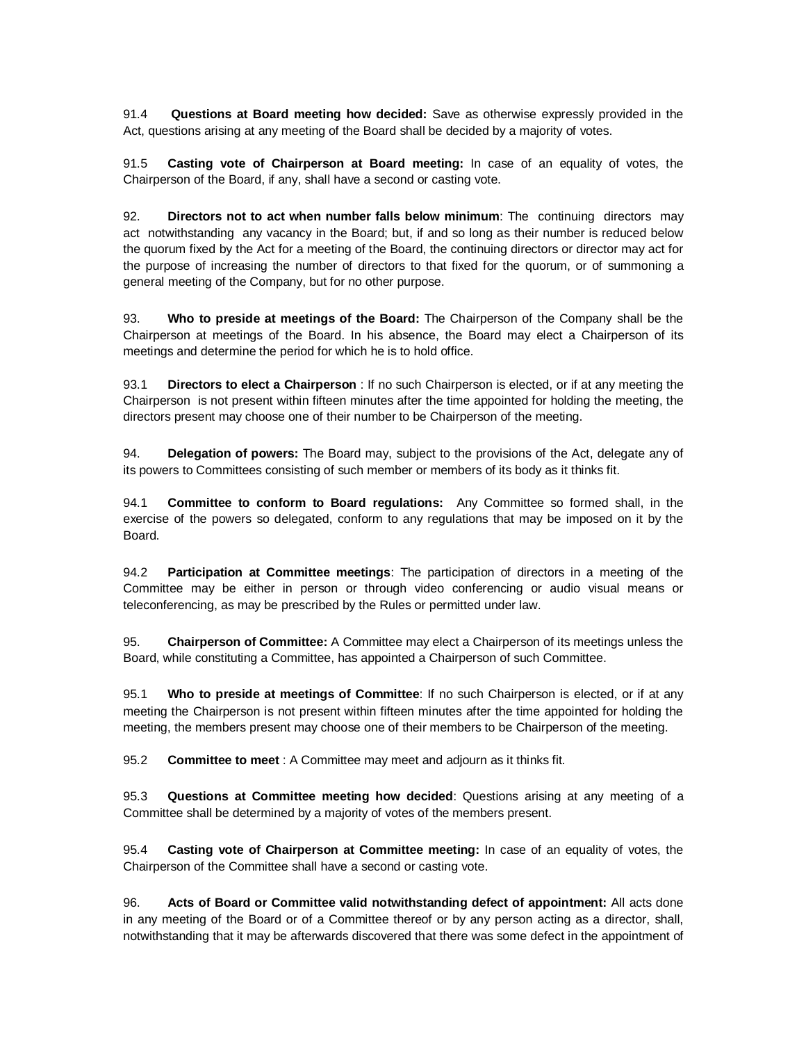91.4 **Questions at Board meeting how decided:** Save as otherwise expressly provided in the Act, questions arising at any meeting of the Board shall be decided by a majority of votes.

91.5 **Casting vote of Chairperson at Board meeting:** In case of an equality of votes, the Chairperson of the Board, if any, shall have a second or casting vote.

92. **Directors not to act when number falls below minimum**: The continuing directors may act notwithstanding any vacancy in the Board; but, if and so long as their number is reduced below the quorum fixed by the Act for a meeting of the Board, the continuing directors or director may act for the purpose of increasing the number of directors to that fixed for the quorum, or of summoning a general meeting of the Company, but for no other purpose.

93. **Who to preside at meetings of the Board:** The Chairperson of the Company shall be the Chairperson at meetings of the Board. In his absence, the Board may elect a Chairperson of its meetings and determine the period for which he is to hold office.

93.1 **Directors to elect a Chairperson** : If no such Chairperson is elected, or if at any meeting the Chairperson is not present within fifteen minutes after the time appointed for holding the meeting, the directors present may choose one of their number to be Chairperson of the meeting.

94. **Delegation of powers:** The Board may, subject to the provisions of the Act, delegate any of its powers to Committees consisting of such member or members of its body as it thinks fit.

94.1 **Committee to conform to Board regulations:** Any Committee so formed shall, in the exercise of the powers so delegated, conform to any regulations that may be imposed on it by the Board.

94.2 **Participation at Committee meetings**: The participation of directors in a meeting of the Committee may be either in person or through video conferencing or audio visual means or teleconferencing, as may be prescribed by the Rules or permitted under law.

95. **Chairperson of Committee:** A Committee may elect a Chairperson of its meetings unless the Board, while constituting a Committee, has appointed a Chairperson of such Committee.

95.1 **Who to preside at meetings of Committee**: If no such Chairperson is elected, or if at any meeting the Chairperson is not present within fifteen minutes after the time appointed for holding the meeting, the members present may choose one of their members to be Chairperson of the meeting.

95.2 **Committee to meet** : A Committee may meet and adjourn as it thinks fit.

95.3 **Questions at Committee meeting how decided**: Questions arising at any meeting of a Committee shall be determined by a majority of votes of the members present.

95.4 **Casting vote of Chairperson at Committee meeting:** In case of an equality of votes, the Chairperson of the Committee shall have a second or casting vote.

96. **Acts of Board or Committee valid notwithstanding defect of appointment:** All acts done in any meeting of the Board or of a Committee thereof or by any person acting as a director, shall, notwithstanding that it may be afterwards discovered that there was some defect in the appointment of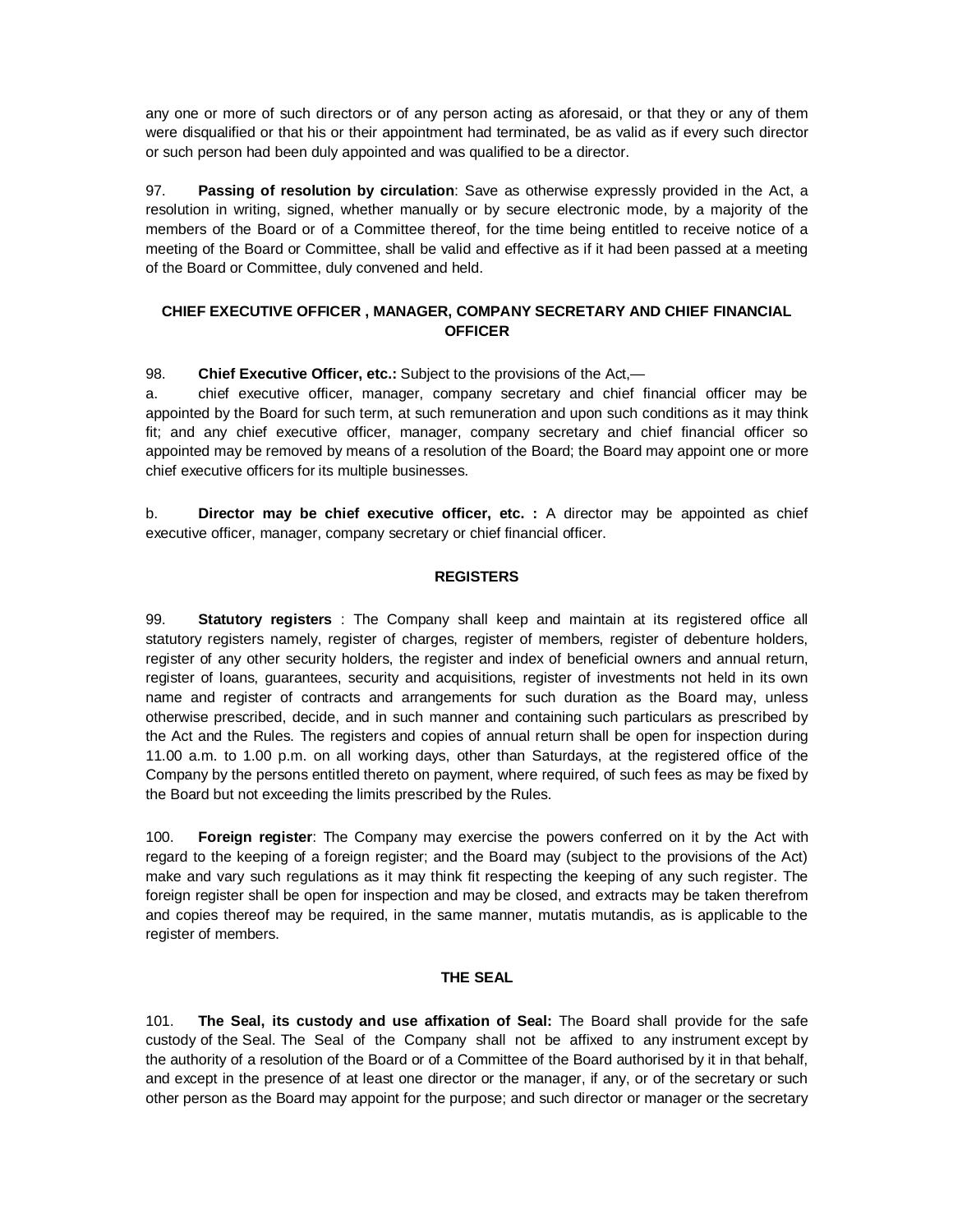any one or more of such directors or of any person acting as aforesaid, or that they or any of them were disqualified or that his or their appointment had terminated, be as valid as if every such director or such person had been duly appointed and was qualified to be a director.

97. **Passing of resolution by circulation**: Save as otherwise expressly provided in the Act, a resolution in writing, signed, whether manually or by secure electronic mode, by a majority of the members of the Board or of a Committee thereof, for the time being entitled to receive notice of a meeting of the Board or Committee, shall be valid and effective as if it had been passed at a meeting of the Board or Committee, duly convened and held.

## CHIEF EXECUTIVE OFFICER , MANAGER, COMPANY SECRETARY AND CHIEF FINANCIAL OFFICER

98. **Chief Executive Officer, etc.:** Subject to the provisions of the Act,—

a. chief executive officer, manager, company secretary and chief financial officer may be appointed by the Board for such term, at such remuneration and upon such conditions as it may think fit; and any chief executive officer, manager, company secretary and chief financial officer so appointed may be removed by means of a resolution of the Board; the Board may appoint one or more chief executive officers for its multiple businesses.

b. **Director may be chief executive officer, etc. :** A director may be appointed as chief executive officer, manager, company secretary or chief financial officer.

## REGISTERS

99. **Statutory registers** : The Company shall keep and maintain at its registered office all statutory registers namely, register of charges, register of members, register of debenture holders, register of any other security holders, the register and index of beneficial owners and annual return, register of loans, guarantees, security and acquisitions, register of investments not held in its own name and register of contracts and arrangements for such duration as the Board may, unless otherwise prescribed, decide, and in such manner and containing such particulars as prescribed by the Act and the Rules. The registers and copies of annual return shall be open for inspection during 11.00 a.m. to 1.00 p.m. on all working days, other than Saturdays, at the registered office of the Company by the persons entitled thereto on payment, where required, of such fees as may be fixed by the Board but not exceeding the limits prescribed by the Rules.

100. **Foreign register**: The Company may exercise the powers conferred on it by the Act with regard to the keeping of a foreign register; and the Board may (subject to the provisions of the Act) make and vary such regulations as it may think fit respecting the keeping of any such register. The foreign register shall be open for inspection and may be closed, and extracts may be taken therefrom and copies thereof may be required, in the same manner, mutatis mutandis, as is applicable to the register of members.

## THE SEAL

101. **The Seal, its custody and use affixation of Seal:** The Board shall provide for the safe custody of the Seal. The Seal of the Company shall not be affixed to any instrument except by the authority of a resolution of the Board or of a Committee of the Board authorised by it in that behalf, and except in the presence of at least one director or the manager, if any, or of the secretary or such other person as the Board may appoint for the purpose; and such director or manager or the secretary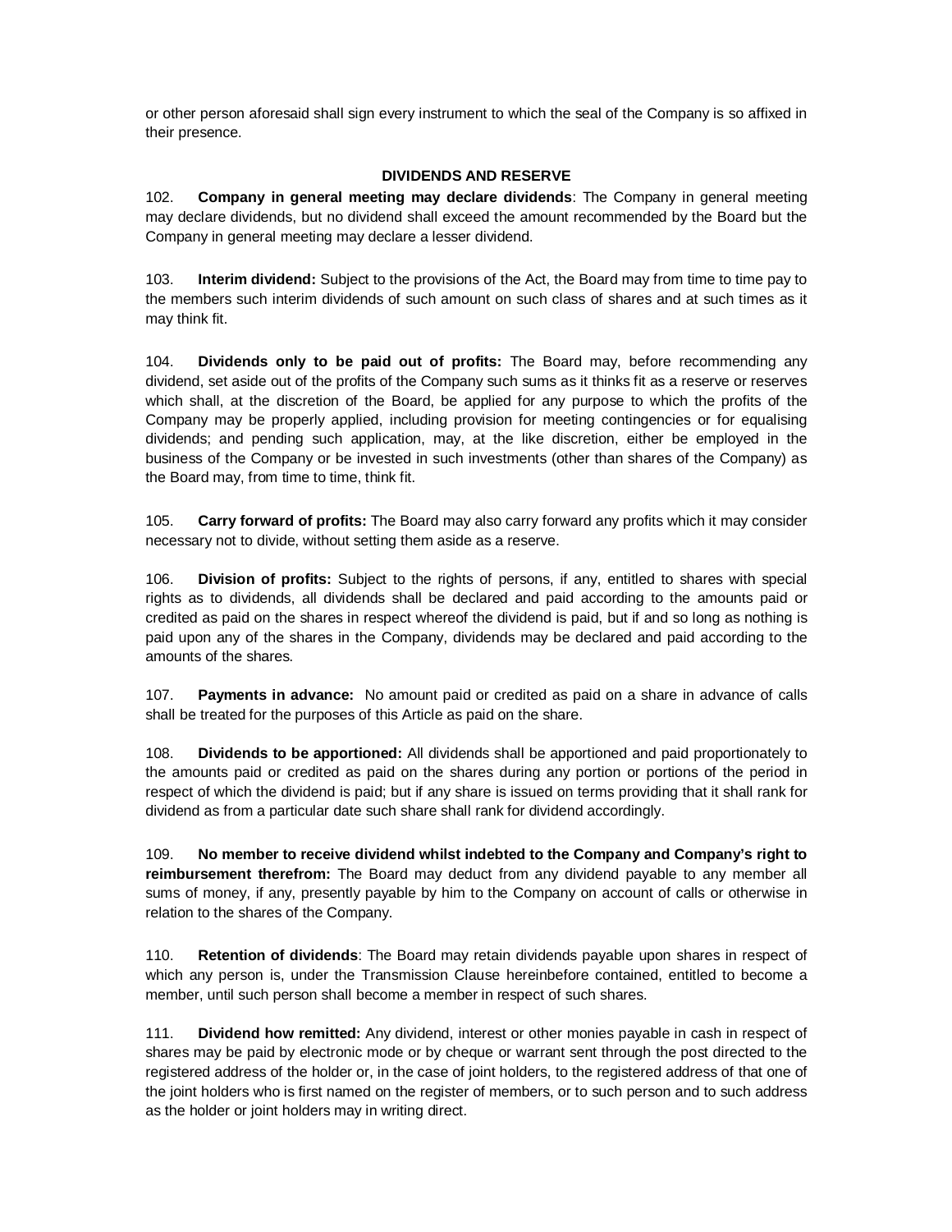or other person aforesaid shall sign every instrument to which the seal of the Company is so affixed in their presence.

## DIVIDENDS AND RESERVE

102. **Company in general meeting may declare dividends**: The Company in general meeting may declare dividends, but no dividend shall exceed the amount recommended by the Board but the Company in general meeting may declare a lesser dividend.

103. **Interim dividend:** Subject to the provisions of the Act, the Board may from time to time pay to the members such interim dividends of such amount on such class of shares and at such times as it may think fit.

104. **Dividends only to be paid out of profits:** The Board may, before recommending any dividend, set aside out of the profits of the Company such sums as it thinks fit as a reserve or reserves which shall, at the discretion of the Board, be applied for any purpose to which the profits of the Company may be properly applied, including provision for meeting contingencies or for equalising dividends; and pending such application, may, at the like discretion, either be employed in the business of the Company or be invested in such investments (other than shares of the Company) as the Board may, from time to time, think fit.

105. **Carry forward of profits:** The Board may also carry forward any profits which it may consider necessary not to divide, without setting them aside as a reserve.

106. **Division of profits:** Subject to the rights of persons, if any, entitled to shares with special rights as to dividends, all dividends shall be declared and paid according to the amounts paid or credited as paid on the shares in respect whereof the dividend is paid, but if and so long as nothing is paid upon any of the shares in the Company, dividends may be declared and paid according to the amounts of the shares.

107. **Payments in advance:** No amount paid or credited as paid on a share in advance of calls shall be treated for the purposes of this Article as paid on the share.

108. **Dividends to be apportioned:** All dividends shall be apportioned and paid proportionately to the amounts paid or credited as paid on the shares during any portion or portions of the period in respect of which the dividend is paid; but if any share is issued on terms providing that it shall rank for dividend as from a particular date such share shall rank for dividend accordingly.

109. **No member to receive dividend whilst indebted to the Company and Company's right to reimbursement therefrom:** The Board may deduct from any dividend payable to any member all sums of money, if any, presently payable by him to the Company on account of calls or otherwise in relation to the shares of the Company.

110. **Retention of dividends**: The Board may retain dividends payable upon shares in respect of which any person is, under the Transmission Clause hereinbefore contained, entitled to become a member, until such person shall become a member in respect of such shares.

111. **Dividend how remitted:** Any dividend, interest or other monies payable in cash in respect of shares may be paid by electronic mode or by cheque or warrant sent through the post directed to the registered address of the holder or, in the case of joint holders, to the registered address of that one of the joint holders who is first named on the register of members, or to such person and to such address as the holder or joint holders may in writing direct.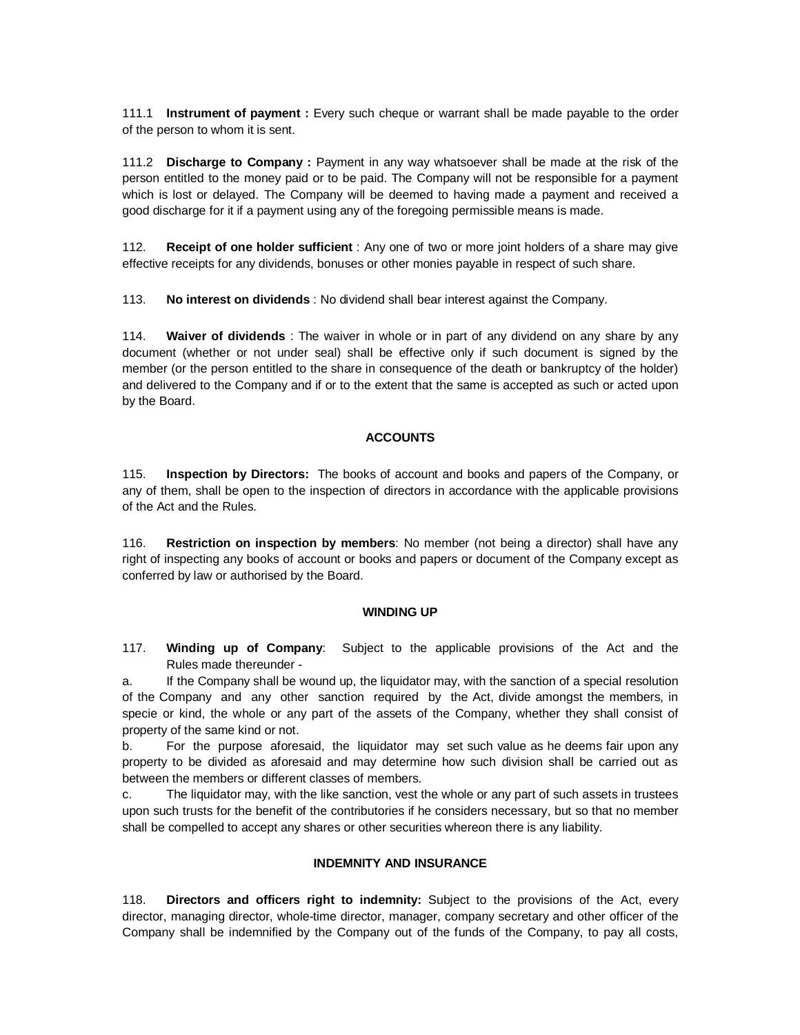111.1 **Instrument of payment :** Every such cheque or warrant shall be made payable to the order of the person to whom it is sent.

111.2 **Discharge to Company :** Payment in any way whatsoever shall be made at the risk of the person entitled to the money paid or to be paid. The Company will not be responsible for a payment which is lost or delayed. The Company will be deemed to having made a payment and received a good discharge for it if a payment using any of the foregoing permissible means is made.

112. **Receipt of one holder sufficient** : Any one of two or more joint holders of a share may give effective receipts for any dividends, bonuses or other monies payable in respect of such share.

113. **No interest on dividends** : No dividend shall bear interest against the Company.

114. **Waiver of dividends** : The waiver in whole or in part of any dividend on any share by any document (whether or not under seal) shall be effective only if such document is signed by the member (or the person entitled to the share in consequence of the death or bankruptcy of the holder) and delivered to the Company and if or to the extent that the same is accepted as such or acted upon by the Board.

## ACCOUNTS

115. **Inspection by Directors:** The books of account and books and papers of the Company, or any of them, shall be open to the inspection of directors in accordance with the applicable provisions of the Act and the Rules.

116. **Restriction on inspection by members**: No member (not being a director) shall have any right of inspecting any books of account or books and papers or document of the Company except as conferred by law or authorised by the Board.

## WINDING UP

117. **Winding up of Company**: Subject to the applicable provisions of the Act and the Rules made thereunder -

a. If the Company shall be wound up, the liquidator may, with the sanction of a special resolution of the Company and any other sanction required by the Act, divide amongst the members, in specie or kind, the whole or any part of the assets of the Company, whether they shall consist of property of the same kind or not.

b. For the purpose aforesaid, the liquidator may set such value as he deems fair upon any property to be divided as aforesaid and may determine how such division shall be carried out as between the members or different classes of members.

c. The liquidator may, with the like sanction, vest the whole or any part of such assets in trustees upon such trusts for the benefit of the contributories if he considers necessary, but so that no member shall be compelled to accept any shares or other securities whereon there is any liability.

## INDEMNITY AND INSURANCE

118. **Directors and officers right to indemnity:** Subject to the provisions of the Act, every director, managing director, whole-time director, manager, company secretary and other officer of the Company shall be indemnified by the Company out of the funds of the Company, to pay all costs,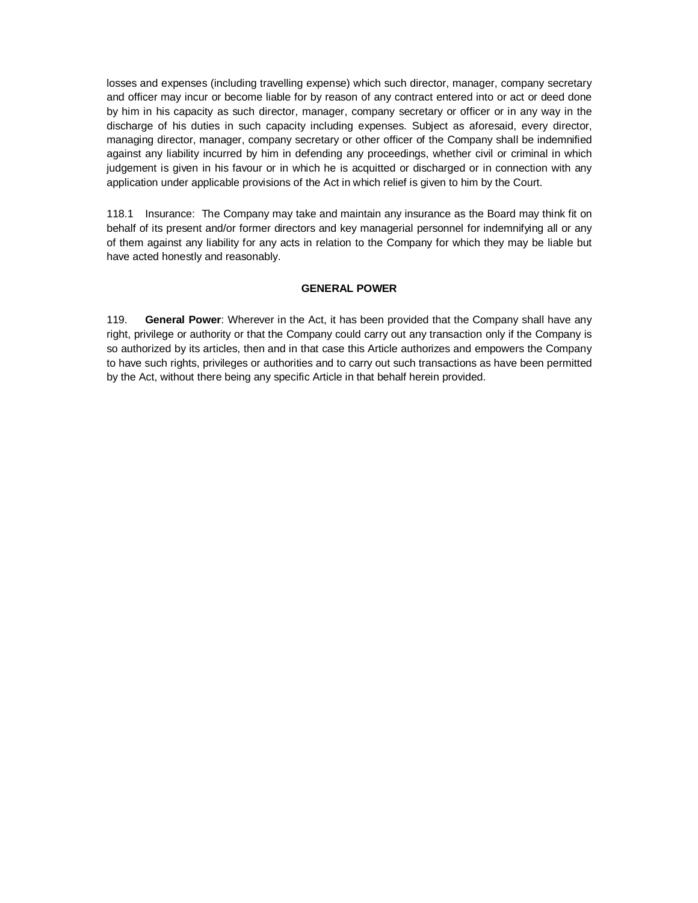losses and expenses (including travelling expense) which such director, manager, company secretary and officer may incur or become liable for by reason of any contract entered into or act or deed done by him in his capacity as such director, manager, company secretary or officer or in any way in the discharge of his duties in such capacity including expenses. Subject as aforesaid, every director, managing director, manager, company secretary or other officer of the Company shall be indemnified against any liability incurred by him in defending any proceedings, whether civil or criminal in which judgement is given in his favour or in which he is acquitted or discharged or in connection with any application under applicable provisions of the Act in which relief is given to him by the Court.

118.1 Insurance: The Company may take and maintain any insurance as the Board may think fit on behalf of its present and/or former directors and key managerial personnel for indemnifying all or any of them against any liability for any acts in relation to the Company for which they may be liable but have acted honestly and reasonably.

**GENERAL POWER**

119. **General Power**: Wherever in the Act, it has been provided that the Company shall have any right, privilege or authority or that the Company could carry out any transaction only if the Company is so authorized by its articles, then and in that case this Article authorizes and empowers the Company to have such rights, privileges or authorities and to carry out such transactions as have been permitted by the Act, without there being any specific Article in that behalf herein provided.